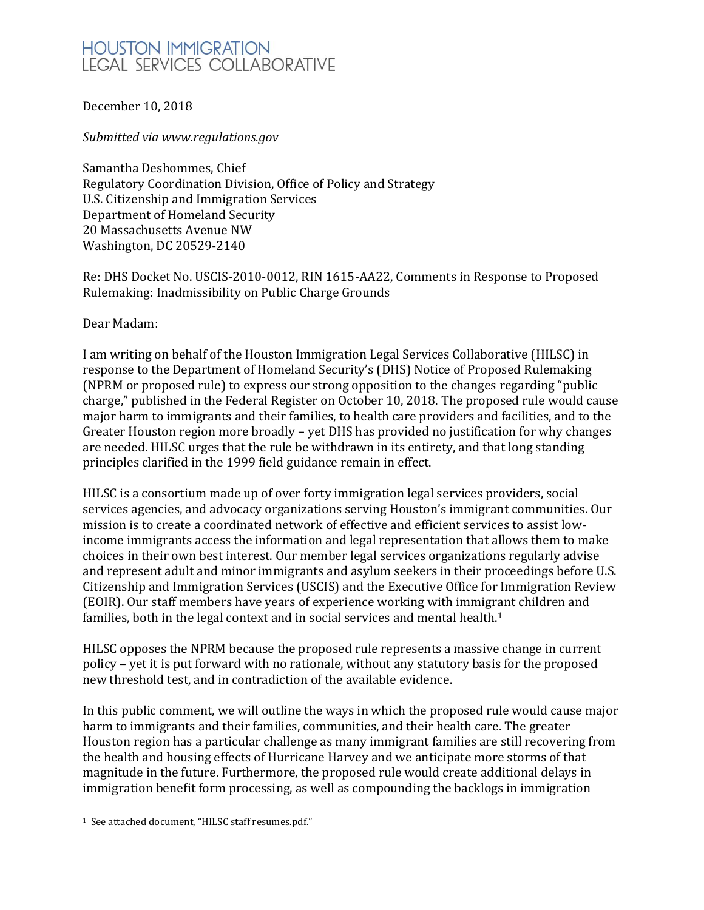HOUSTON IMMIGRATION
LEGAL SERVICES COLLABORATIVE

December 10, 2018

*Submitted via www.regulations.gov*

Samantha Deshommes, Chief
Regulatory Coordination Division, Office of Policy and Strategy
U.S. Citizenship and Immigration Services
Department of Homeland Security
20 Massachusetts Avenue NW
Washington, DC 20529-2140

Re: DHS Docket No. USCIS-2010-0012, RIN 1615-AA22, Comments in Response to Proposed Rulemaking: Inadmissibility on Public Charge Grounds

Dear Madam:

I am writing on behalf of the Houston Immigration Legal Services Collaborative (HILSC) in response to the Department of Homeland Security's (DHS) Notice of Proposed Rulemaking (NPRM or proposed rule) to express our strong opposition to the changes regarding "public charge," published in the Federal Register on October 10, 2018. The proposed rule would cause major harm to immigrants and their families, to health care providers and facilities, and to the Greater Houston region more broadly – yet DHS has provided no justification for why changes are needed. HILSC urges that the rule be withdrawn in its entirety, and that long standing principles clarified in the 1999 field guidance remain in effect.

HILSC is a consortium made up of over forty immigration legal services providers, social services agencies, and advocacy organizations serving Houston's immigrant communities. Our mission is to create a coordinated network of effective and efficient services to assist low-income immigrants access the information and legal representation that allows them to make choices in their own best interest. Our member legal services organizations regularly advise and represent adult and minor immigrants and asylum seekers in their proceedings before U.S. Citizenship and Immigration Services (USCIS) and the Executive Office for Immigration Review (EOIR). Our staff members have years of experience working with immigrant children and families, both in the legal context and in social services and mental health.[1]

HILSC opposes the NPRM because the proposed rule represents a massive change in current policy – yet it is put forward with no rationale, without any statutory basis for the proposed new threshold test, and in contradiction of the available evidence.

In this public comment, we will outline the ways in which the proposed rule would cause major harm to immigrants and their families, communities, and their health care. The greater Houston region has a particular challenge as many immigrant families are still recovering from the health and housing effects of Hurricane Harvey and we anticipate more storms of that magnitude in the future. Furthermore, the proposed rule would create additional delays in immigration benefit form processing, as well as compounding the backlogs in immigration

[1] See attached document, "HILSC staff resumes.pdf."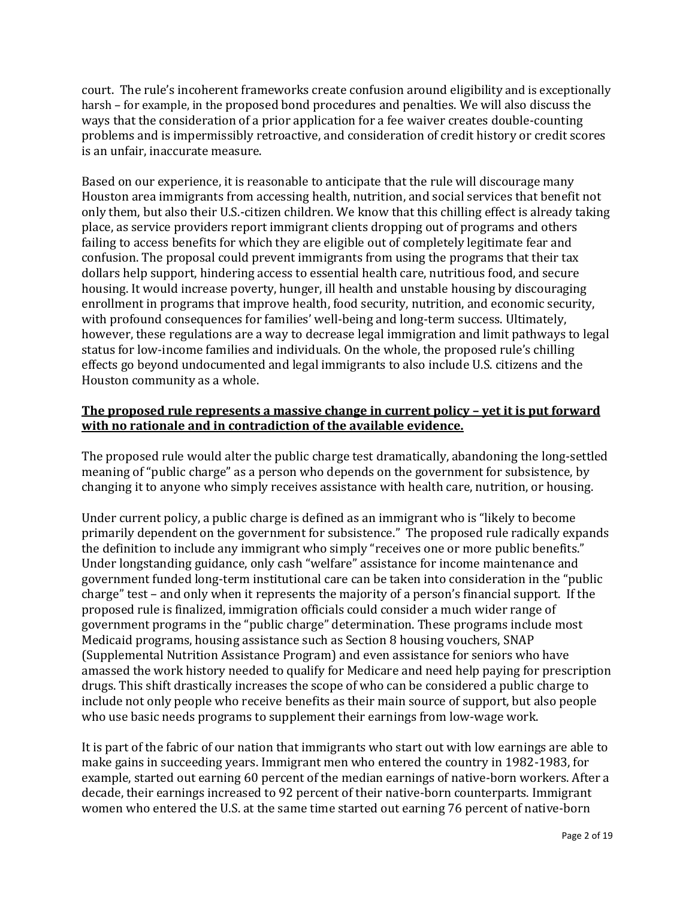court. The rule's incoherent frameworks create confusion around eligibility and is exceptionally harsh – for example, in the proposed bond procedures and penalties. We will also discuss the ways that the consideration of a prior application for a fee waiver creates double-counting problems and is impermissibly retroactive, and consideration of credit history or credit scores is an unfair, inaccurate measure.

Based on our experience, it is reasonable to anticipate that the rule will discourage many Houston area immigrants from accessing health, nutrition, and social services that benefit not only them, but also their U.S.-citizen children. We know that this chilling effect is already taking place, as service providers report immigrant clients dropping out of programs and others failing to access benefits for which they are eligible out of completely legitimate fear and confusion. The proposal could prevent immigrants from using the programs that their tax dollars help support, hindering access to essential health care, nutritious food, and secure housing. It would increase poverty, hunger, ill health and unstable housing by discouraging enrollment in programs that improve health, food security, nutrition, and economic security, with profound consequences for families' well-being and long-term success. Ultimately, however, these regulations are a way to decrease legal immigration and limit pathways to legal status for low-income families and individuals. On the whole, the proposed rule's chilling effects go beyond undocumented and legal immigrants to also include U.S. citizens and the Houston community as a whole.

**The proposed rule represents a massive change in current policy – yet it is put forward with no rationale and in contradiction of the available evidence.**

The proposed rule would alter the public charge test dramatically, abandoning the long-settled meaning of "public charge" as a person who depends on the government for subsistence, by changing it to anyone who simply receives assistance with health care, nutrition, or housing.

Under current policy, a public charge is defined as an immigrant who is "likely to become primarily dependent on the government for subsistence." The proposed rule radically expands the definition to include any immigrant who simply "receives one or more public benefits." Under longstanding guidance, only cash "welfare" assistance for income maintenance and government funded long-term institutional care can be taken into consideration in the "public charge" test – and only when it represents the majority of a person's financial support. If the proposed rule is finalized, immigration officials could consider a much wider range of government programs in the "public charge" determination. These programs include most Medicaid programs, housing assistance such as Section 8 housing vouchers, SNAP (Supplemental Nutrition Assistance Program) and even assistance for seniors who have amassed the work history needed to qualify for Medicare and need help paying for prescription drugs. This shift drastically increases the scope of who can be considered a public charge to include not only people who receive benefits as their main source of support, but also people who use basic needs programs to supplement their earnings from low-wage work.

It is part of the fabric of our nation that immigrants who start out with low earnings are able to make gains in succeeding years. Immigrant men who entered the country in 1982-1983, for example, started out earning 60 percent of the median earnings of native-born workers. After a decade, their earnings increased to 92 percent of their native-born counterparts. Immigrant women who entered the U.S. at the same time started out earning 76 percent of native-born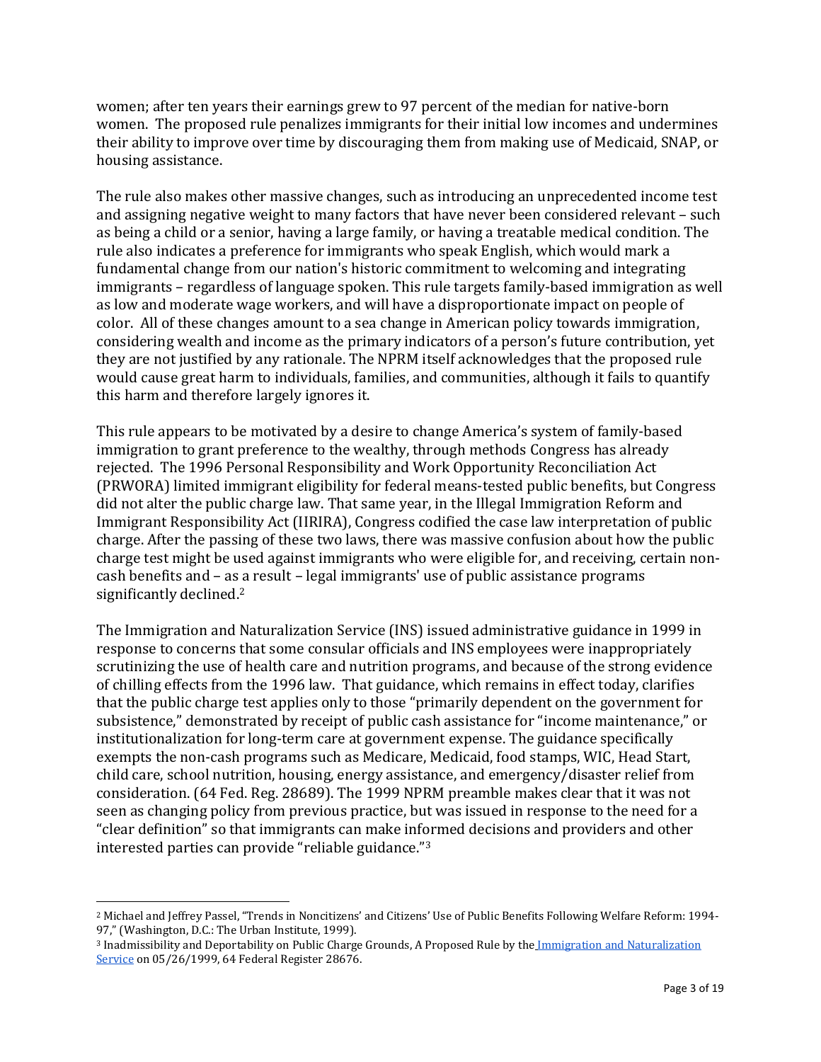women; after ten years their earnings grew to 97 percent of the median for native-born women. The proposed rule penalizes immigrants for their initial low incomes and undermines their ability to improve over time by discouraging them from making use of Medicaid, SNAP, or housing assistance.

The rule also makes other massive changes, such as introducing an unprecedented income test and assigning negative weight to many factors that have never been considered relevant – such as being a child or a senior, having a large family, or having a treatable medical condition. The rule also indicates a preference for immigrants who speak English, which would mark a fundamental change from our nation's historic commitment to welcoming and integrating immigrants – regardless of language spoken. This rule targets family-based immigration as well as low and moderate wage workers, and will have a disproportionate impact on people of color. All of these changes amount to a sea change in American policy towards immigration, considering wealth and income as the primary indicators of a person's future contribution, yet they are not justified by any rationale. The NPRM itself acknowledges that the proposed rule would cause great harm to individuals, families, and communities, although it fails to quantify this harm and therefore largely ignores it.

This rule appears to be motivated by a desire to change America's system of family-based immigration to grant preference to the wealthy, through methods Congress has already rejected. The 1996 Personal Responsibility and Work Opportunity Reconciliation Act (PRWORA) limited immigrant eligibility for federal means-tested public benefits, but Congress did not alter the public charge law. That same year, in the Illegal Immigration Reform and Immigrant Responsibility Act (IIRIRA), Congress codified the case law interpretation of public charge. After the passing of these two laws, there was massive confusion about how the public charge test might be used against immigrants who were eligible for, and receiving, certain non-cash benefits and – as a result – legal immigrants' use of public assistance programs significantly declined.[2]

The Immigration and Naturalization Service (INS) issued administrative guidance in 1999 in response to concerns that some consular officials and INS employees were inappropriately scrutinizing the use of health care and nutrition programs, and because of the strong evidence of chilling effects from the 1996 law. That guidance, which remains in effect today, clarifies that the public charge test applies only to those "primarily dependent on the government for subsistence," demonstrated by receipt of public cash assistance for "income maintenance," or institutionalization for long-term care at government expense. The guidance specifically exempts the non-cash programs such as Medicare, Medicaid, food stamps, WIC, Head Start, child care, school nutrition, housing, energy assistance, and emergency/disaster relief from consideration. (64 Fed. Reg. 28689). The 1999 NPRM preamble makes clear that it was not seen as changing policy from previous practice, but was issued in response to the need for a "clear definition" so that immigrants can make informed decisions and providers and other interested parties can provide "reliable guidance."[3]

---

[2] Michael and Jeffrey Passel, "Trends in Noncitizens' and Citizens' Use of Public Benefits Following Welfare Reform: 1994-97," (Washington, D.C.: The Urban Institute, 1999).

[3] Inadmissibility and Deportability on Public Charge Grounds, A Proposed Rule by the Immigration and Naturalization Service on 05/26/1999, 64 Federal Register 28676.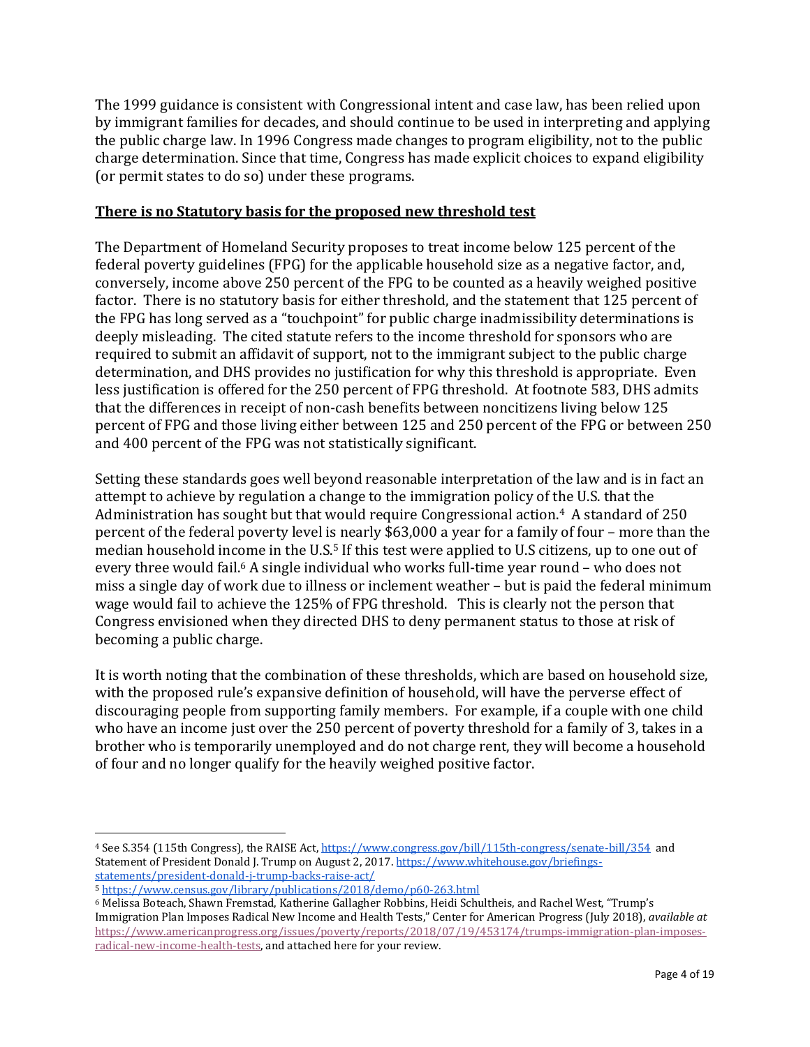The 1999 guidance is consistent with Congressional intent and case law, has been relied upon by immigrant families for decades, and should continue to be used in interpreting and applying the public charge law. In 1996 Congress made changes to program eligibility, not to the public charge determination. Since that time, Congress has made explicit choices to expand eligibility (or permit states to do so) under these programs.

**There is no Statutory basis for the proposed new threshold test**

The Department of Homeland Security proposes to treat income below 125 percent of the federal poverty guidelines (FPG) for the applicable household size as a negative factor, and, conversely, income above 250 percent of the FPG to be counted as a heavily weighed positive factor. There is no statutory basis for either threshold, and the statement that 125 percent of the FPG has long served as a "touchpoint" for public charge inadmissibility determinations is deeply misleading. The cited statute refers to the income threshold for sponsors who are required to submit an affidavit of support, not to the immigrant subject to the public charge determination, and DHS provides no justification for why this threshold is appropriate. Even less justification is offered for the 250 percent of FPG threshold. At footnote 583, DHS admits that the differences in receipt of non-cash benefits between noncitizens living below 125 percent of FPG and those living either between 125 and 250 percent of the FPG or between 250 and 400 percent of the FPG was not statistically significant.

Setting these standards goes well beyond reasonable interpretation of the law and is in fact an attempt to achieve by regulation a change to the immigration policy of the U.S. that the Administration has sought but that would require Congressional action.[4] A standard of 250 percent of the federal poverty level is nearly $63,000 a year for a family of four – more than the median household income in the U.S.[5] If this test were applied to U.S citizens, up to one out of every three would fail.[6] A single individual who works full-time year round – who does not miss a single day of work due to illness or inclement weather – but is paid the federal minimum wage would fail to achieve the 125% of FPG threshold. This is clearly not the person that Congress envisioned when they directed DHS to deny permanent status to those at risk of becoming a public charge.

It is worth noting that the combination of these thresholds, which are based on household size, with the proposed rule's expansive definition of household, will have the perverse effect of discouraging people from supporting family members. For example, if a couple with one child who have an income just over the 250 percent of poverty threshold for a family of 3, takes in a brother who is temporarily unemployed and do not charge rent, they will become a household of four and no longer qualify for the heavily weighed positive factor.

---

[4] See S.354 (115th Congress), the RAISE Act, https://www.congress.gov/bill/115th-congress/senate-bill/354 and Statement of President Donald J. Trump on August 2, 2017. https://www.whitehouse.gov/briefings-statements/president-donald-j-trump-backs-raise-act/

[5] https://www.census.gov/library/publications/2018/demo/p60-263.html

[6] Melissa Boteach, Shawn Fremstad, Katherine Gallagher Robbins, Heidi Schultheis, and Rachel West, "Trump's Immigration Plan Imposes Radical New Income and Health Tests," Center for American Progress (July 2018), *available at* https://www.americanprogress.org/issues/poverty/reports/2018/07/19/453174/trumps-immigration-plan-imposes-radical-new-income-health-tests, and attached here for your review.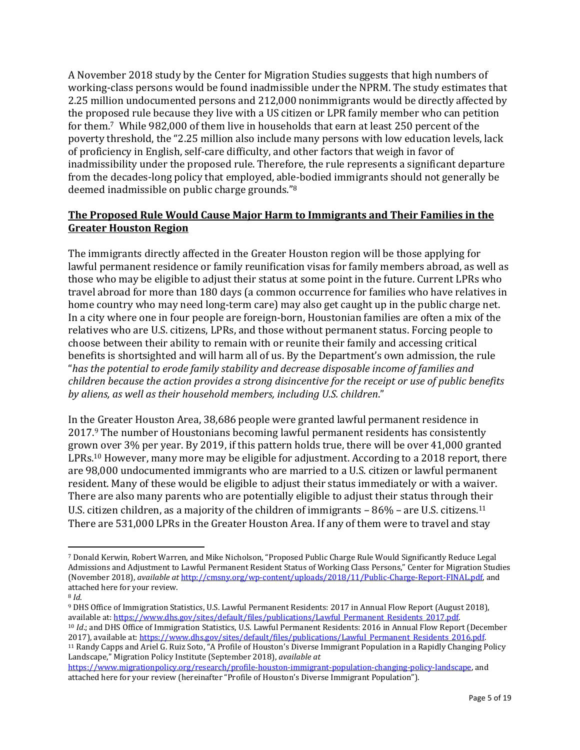A November 2018 study by the Center for Migration Studies suggests that high numbers of working-class persons would be found inadmissible under the NPRM. The study estimates that 2.25 million undocumented persons and 212,000 nonimmigrants would be directly affected by the proposed rule because they live with a US citizen or LPR family member who can petition for them.[7] While 982,000 of them live in households that earn at least 250 percent of the poverty threshold, the "2.25 million also include many persons with low education levels, lack of proficiency in English, self-care difficulty, and other factors that weigh in favor of inadmissibility under the proposed rule. Therefore, the rule represents a significant departure from the decades-long policy that employed, able-bodied immigrants should not generally be deemed inadmissible on public charge grounds."[8]

**<u>The Proposed Rule Would Cause Major Harm to Immigrants and Their Families in the Greater Houston Region</u>**

The immigrants directly affected in the Greater Houston region will be those applying for lawful permanent residence or family reunification visas for family members abroad, as well as those who may be eligible to adjust their status at some point in the future. Current LPRs who travel abroad for more than 180 days (a common occurrence for families who have relatives in home country who may need long-term care) may also get caught up in the public charge net. In a city where one in four people are foreign-born, Houstonian families are often a mix of the relatives who are U.S. citizens, LPRs, and those without permanent status. Forcing people to choose between their ability to remain with or reunite their family and accessing critical benefits is shortsighted and will harm all of us. By the Department's own admission, the rule "*has the potential to erode family stability and decrease disposable income of families and children because the action provides a strong disincentive for the receipt or use of public benefits by aliens, as well as their household members, including U.S. children*."

In the Greater Houston Area, 38,686 people were granted lawful permanent residence in 2017.[9] The number of Houstonians becoming lawful permanent residents has consistently grown over 3% per year. By 2019, if this pattern holds true, there will be over 41,000 granted LPRs.[10] However, many more may be eligible for adjustment. According to a 2018 report, there are 98,000 undocumented immigrants who are married to a U.S. citizen or lawful permanent resident. Many of these would be eligible to adjust their status immediately or with a waiver. There are also many parents who are potentially eligible to adjust their status through their U.S. citizen children, as a majority of the children of immigrants – 86% – are U.S. citizens.[11] There are 531,000 LPRs in the Greater Houston Area. If any of them were to travel and stay

---

[7] Donald Kerwin, Robert Warren, and Mike Nicholson, "Proposed Public Charge Rule Would Significantly Reduce Legal Admissions and Adjustment to Lawful Permanent Resident Status of Working Class Persons," Center for Migration Studies (November 2018), *available at* http://cmsny.org/wp-content/uploads/2018/11/Public-Charge-Report-FINAL.pdf, and attached here for your review.

[8] *Id*.

[9] DHS Office of Immigration Statistics, U.S. Lawful Permanent Residents: 2017 in Annual Flow Report (August 2018), available at: https://www.dhs.gov/sites/default/files/publications/Lawful_Permanent_Residents_2017.pdf.

[10] *Id*.; and DHS Office of Immigration Statistics, U.S. Lawful Permanent Residents: 2016 in Annual Flow Report (December 2017), available at: https://www.dhs.gov/sites/default/files/publications/Lawful_Permanent_Residents_2016.pdf.

[11] Randy Capps and Ariel G. Ruiz Soto, "A Profile of Houston's Diverse Immigrant Population in a Rapidly Changing Policy Landscape," Migration Policy Institute (September 2018), *available at* https://www.migrationpolicy.org/research/profile-houston-immigrant-population-changing-policy-landscape, and attached here for your review (hereinafter "Profile of Houston's Diverse Immigrant Population").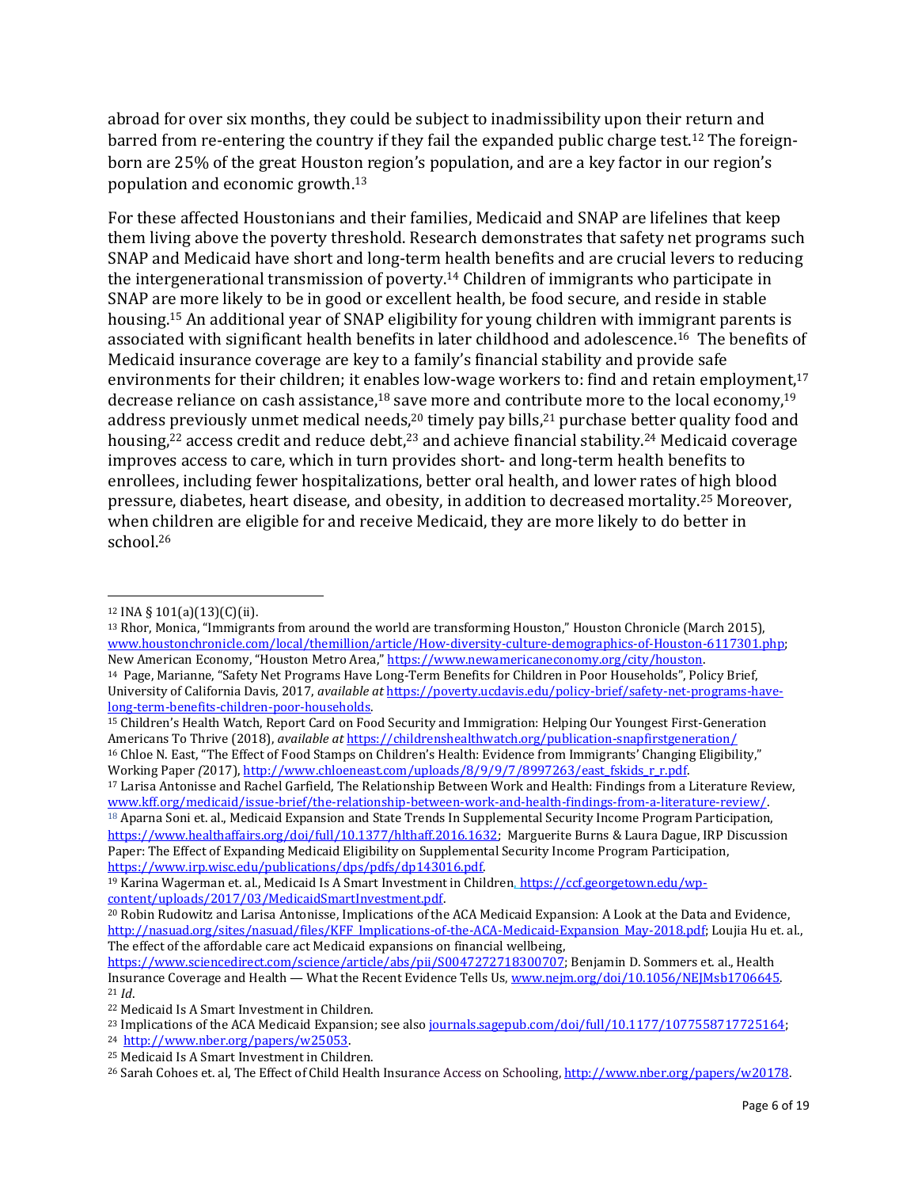abroad for over six months, they could be subject to inadmissibility upon their return and barred from re-entering the country if they fail the expanded public charge test.[12] The foreign-born are 25% of the great Houston region's population, and are a key factor in our region's population and economic growth.[13]

For these affected Houstonians and their families, Medicaid and SNAP are lifelines that keep them living above the poverty threshold. Research demonstrates that safety net programs such SNAP and Medicaid have short and long-term health benefits and are crucial levers to reducing the intergenerational transmission of poverty.[14] Children of immigrants who participate in SNAP are more likely to be in good or excellent health, be food secure, and reside in stable housing.[15] An additional year of SNAP eligibility for young children with immigrant parents is associated with significant health benefits in later childhood and adolescence.[16] The benefits of Medicaid insurance coverage are key to a family's financial stability and provide safe environments for their children; it enables low-wage workers to: find and retain employment,[17] decrease reliance on cash assistance,[18] save more and contribute more to the local economy,[19] address previously unmet medical needs,[20] timely pay bills,[21] purchase better quality food and housing,[22] access credit and reduce debt,[23] and achieve financial stability.[24] Medicaid coverage improves access to care, which in turn provides short- and long-term health benefits to enrollees, including fewer hospitalizations, better oral health, and lower rates of high blood pressure, diabetes, heart disease, and obesity, in addition to decreased mortality.[25] Moreover, when children are eligible for and receive Medicaid, they are more likely to do better in school.[26]

---

[12] INA § 101(a)(13)(C)(ii).

[13] Rhor, Monica, "Immigrants from around the world are transforming Houston," Houston Chronicle (March 2015), www.houstonchronicle.com/local/themillion/article/How-diversity-culture-demographics-of-Houston-6117301.php; New American Economy, "Houston Metro Area," https://www.newamericaneconomy.org/city/houston.

[14] Page, Marianne, "Safety Net Programs Have Long-Term Benefits for Children in Poor Households", Policy Brief, University of California Davis, 2017, *available at* https://poverty.ucdavis.edu/policy-brief/safety-net-programs-have-long-term-benefits-children-poor-households.

[15] Children's Health Watch, Report Card on Food Security and Immigration: Helping Our Youngest First-Generation Americans To Thrive (2018), *available at* https://childrenshealthwatch.org/publication-snapfirstgeneration/

[16] Chloe N. East, "The Effect of Food Stamps on Children's Health: Evidence from Immigrants' Changing Eligibility," Working Paper *(*2017), http://www.chloeneast.com/uploads/8/9/9/7/8997263/east_fskids_r_r.pdf.

[17] Larisa Antonisse and Rachel Garfield, The Relationship Between Work and Health: Findings from a Literature Review, www.kff.org/medicaid/issue-brief/the-relationship-between-work-and-health-findings-from-a-literature-review/.

[18] Aparna Soni et. al., Medicaid Expansion and State Trends In Supplemental Security Income Program Participation, https://www.healthaffairs.org/doi/full/10.1377/hlthaff.2016.1632; Marguerite Burns & Laura Dague, IRP Discussion Paper: The Effect of Expanding Medicaid Eligibility on Supplemental Security Income Program Participation, https://www.irp.wisc.edu/publications/dps/pdfs/dp143016.pdf.

[19] Karina Wagerman et. al., Medicaid Is A Smart Investment in Children, https://ccf.georgetown.edu/wp-content/uploads/2017/03/MedicaidSmartInvestment.pdf.

[20] Robin Rudowitz and Larisa Antonisse, Implications of the ACA Medicaid Expansion: A Look at the Data and Evidence, http://nasuad.org/sites/nasuad/files/KFF_Implications-of-the-ACA-Medicaid-Expansion_May-2018.pdf; Loujia Hu et. al., The effect of the affordable care act Medicaid expansions on financial wellbeing, https://www.sciencedirect.com/science/article/abs/pii/S0047272718300707; Benjamin D. Sommers et. al., Health Insurance Coverage and Health — What the Recent Evidence Tells Us, www.nejm.org/doi/full/10.1056/NEJMsb1706645.

[21] *Id*.

[22] Medicaid Is A Smart Investment in Children.

[23] Implications of the ACA Medicaid Expansion; see also journals.sagepub.com/doi/full/10.1177/1077558717725164;

[24] http://www.nber.org/papers/w25053.

[25] Medicaid Is A Smart Investment in Children.

[26] Sarah Cohoes et. al, The Effect of Child Health Insurance Access on Schooling, http://www.nber.org/papers/w20178.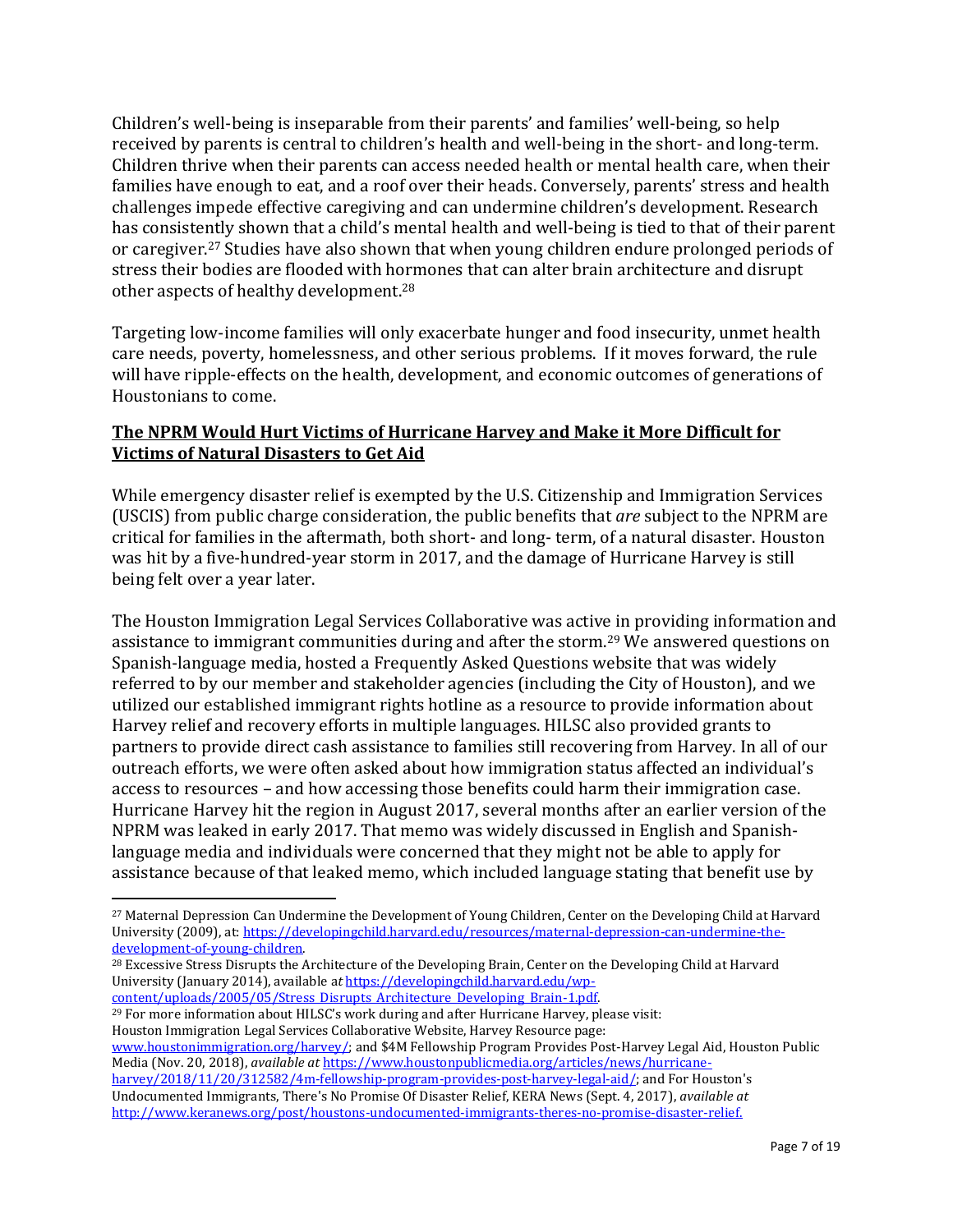Children's well-being is inseparable from their parents' and families' well-being, so help received by parents is central to children's health and well-being in the short- and long-term. Children thrive when their parents can access needed health or mental health care, when their families have enough to eat, and a roof over their heads. Conversely, parents' stress and health challenges impede effective caregiving and can undermine children's development. Research has consistently shown that a child's mental health and well-being is tied to that of their parent or caregiver.[27] Studies have also shown that when young children endure prolonged periods of stress their bodies are flooded with hormones that can alter brain architecture and disrupt other aspects of healthy development.[28]

Targeting low-income families will only exacerbate hunger and food insecurity, unmet health care needs, poverty, homelessness, and other serious problems. If it moves forward, the rule will have ripple-effects on the health, development, and economic outcomes of generations of Houstonians to come.

**The NPRM Would Hurt Victims of Hurricane Harvey and Make it More Difficult for Victims of Natural Disasters to Get Aid**

While emergency disaster relief is exempted by the U.S. Citizenship and Immigration Services (USCIS) from public charge consideration, the public benefits that *are* subject to the NPRM are critical for families in the aftermath, both short- and long- term, of a natural disaster. Houston was hit by a five-hundred-year storm in 2017, and the damage of Hurricane Harvey is still being felt over a year later.

The Houston Immigration Legal Services Collaborative was active in providing information and assistance to immigrant communities during and after the storm.[29] We answered questions on Spanish-language media, hosted a Frequently Asked Questions website that was widely referred to by our member and stakeholder agencies (including the City of Houston), and we utilized our established immigrant rights hotline as a resource to provide information about Harvey relief and recovery efforts in multiple languages. HILSC also provided grants to partners to provide direct cash assistance to families still recovering from Harvey. In all of our outreach efforts, we were often asked about how immigration status affected an individual's access to resources – and how accessing those benefits could harm their immigration case. Hurricane Harvey hit the region in August 2017, several months after an earlier version of the NPRM was leaked in early 2017. That memo was widely discussed in English and Spanish-language media and individuals were concerned that they might not be able to apply for assistance because of that leaked memo, which included language stating that benefit use by

---

[27] Maternal Depression Can Undermine the Development of Young Children, Center on the Developing Child at Harvard University (2009), at: https://developingchild.harvard.edu/resources/maternal-depression-can-undermine-the-development-of-young-children.

[28] Excessive Stress Disrupts the Architecture of the Developing Brain, Center on the Developing Child at Harvard University (January 2014), available *at* https://developingchild.harvard.edu/wp-content/uploads/2005/05/Stress_Disrupts_Architecture_Developing_Brain-1.pdf.

[29] For more information about HILSC's work during and after Hurricane Harvey, please visit: Houston Immigration Legal Services Collaborative Website, Harvey Resource page: www.houstonimmigration.org/harvey/; and $4M Fellowship Program Provides Post-Harvey Legal Aid, Houston Public Media (Nov. 20, 2018), *available at* https://www.houstonpublicmedia.org/articles/news/hurricane-harvey/2018/11/20/312582/4m-fellowship-program-provides-post-harvey-legal-aid/; and For Houston's Undocumented Immigrants, There's No Promise Of Disaster Relief, KERA News (Sept. 4, 2017), *available at* http://www.keranews.org/post/houstons-undocumented-immigrants-theres-no-promise-disaster-relief.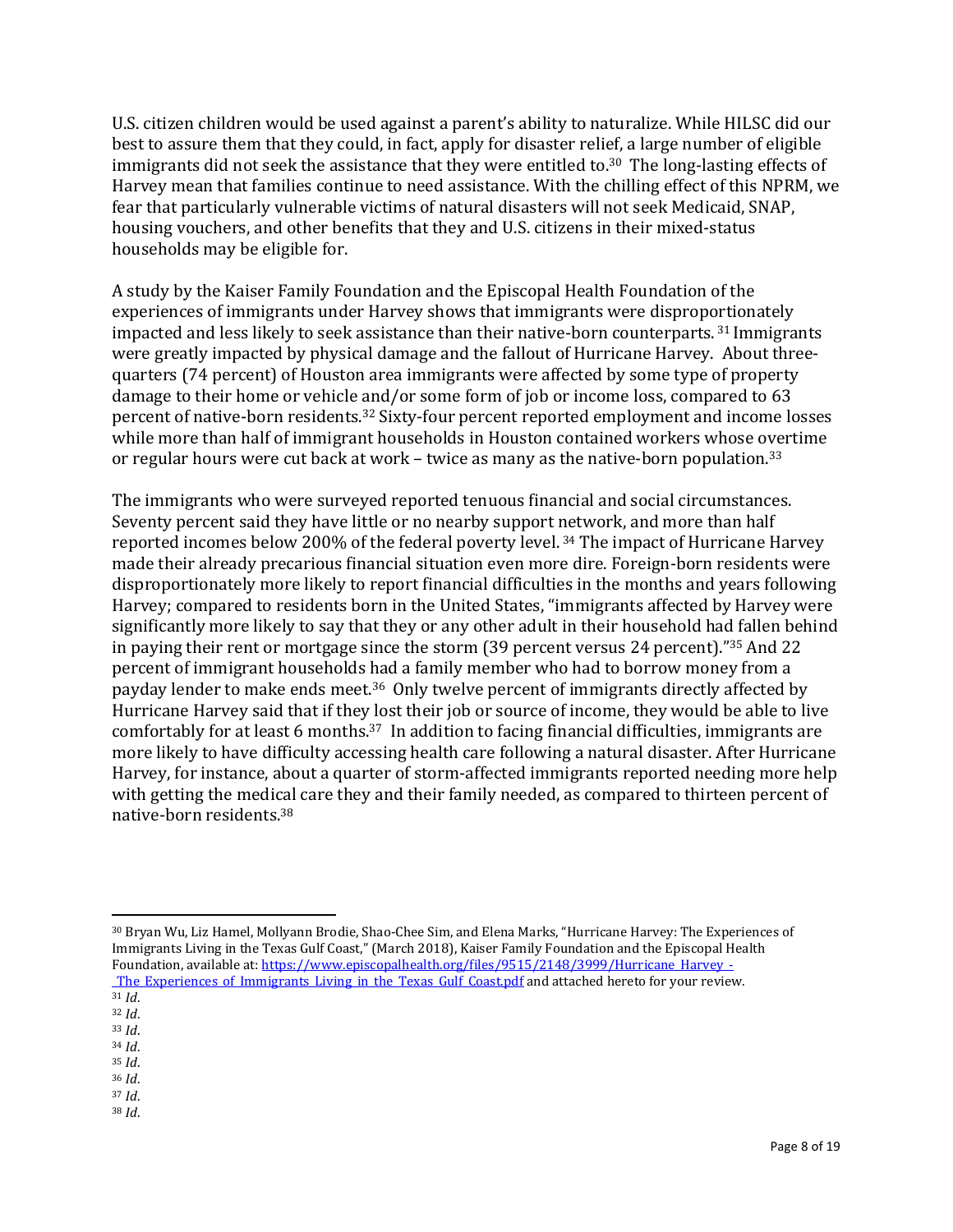U.S. citizen children would be used against a parent's ability to naturalize. While HILSC did our best to assure them that they could, in fact, apply for disaster relief, a large number of eligible immigrants did not seek the assistance that they were entitled to.[30] The long-lasting effects of Harvey mean that families continue to need assistance. With the chilling effect of this NPRM, we fear that particularly vulnerable victims of natural disasters will not seek Medicaid, SNAP, housing vouchers, and other benefits that they and U.S. citizens in their mixed-status households may be eligible for.

A study by the Kaiser Family Foundation and the Episcopal Health Foundation of the experiences of immigrants under Harvey shows that immigrants were disproportionately impacted and less likely to seek assistance than their native-born counterparts.[31] Immigrants were greatly impacted by physical damage and the fallout of Hurricane Harvey. About three-quarters (74 percent) of Houston area immigrants were affected by some type of property damage to their home or vehicle and/or some form of job or income loss, compared to 63 percent of native-born residents.[32] Sixty-four percent reported employment and income losses while more than half of immigrant households in Houston contained workers whose overtime or regular hours were cut back at work – twice as many as the native-born population.[33]

The immigrants who were surveyed reported tenuous financial and social circumstances. Seventy percent said they have little or no nearby support network, and more than half reported incomes below 200% of the federal poverty level.[34] The impact of Hurricane Harvey made their already precarious financial situation even more dire. Foreign-born residents were disproportionately more likely to report financial difficulties in the months and years following Harvey; compared to residents born in the United States, "immigrants affected by Harvey were significantly more likely to say that they or any other adult in their household had fallen behind in paying their rent or mortgage since the storm (39 percent versus 24 percent)."[35] And 22 percent of immigrant households had a family member who had to borrow money from a payday lender to make ends meet.[36] Only twelve percent of immigrants directly affected by Hurricane Harvey said that if they lost their job or source of income, they would be able to live comfortably for at least 6 months.[37] In addition to facing financial difficulties, immigrants are more likely to have difficulty accessing health care following a natural disaster. After Hurricane Harvey, for instance, about a quarter of storm-affected immigrants reported needing more help with getting the medical care they and their family needed, as compared to thirteen percent of native-born residents.[38]

---

[30] Bryan Wu, Liz Hamel, Mollyann Brodie, Shao-Chee Sim, and Elena Marks, "Hurricane Harvey: The Experiences of Immigrants Living in the Texas Gulf Coast," (March 2018), Kaiser Family Foundation and the Episcopal Health Foundation, available at: https://www.episcopalhealth.org/files/9515/2148/3999/Hurricane_Harvey_-_The_Experiences_of_Immigrants_Living_in_the_Texas_Gulf_Coast.pdf and attached hereto for your review.

[31] *Id*.

[32] *Id*.

[33] *Id*.

[34] *Id*.

[35] *Id*.

[36] *Id*.

[37] *Id*.

[38] *Id*.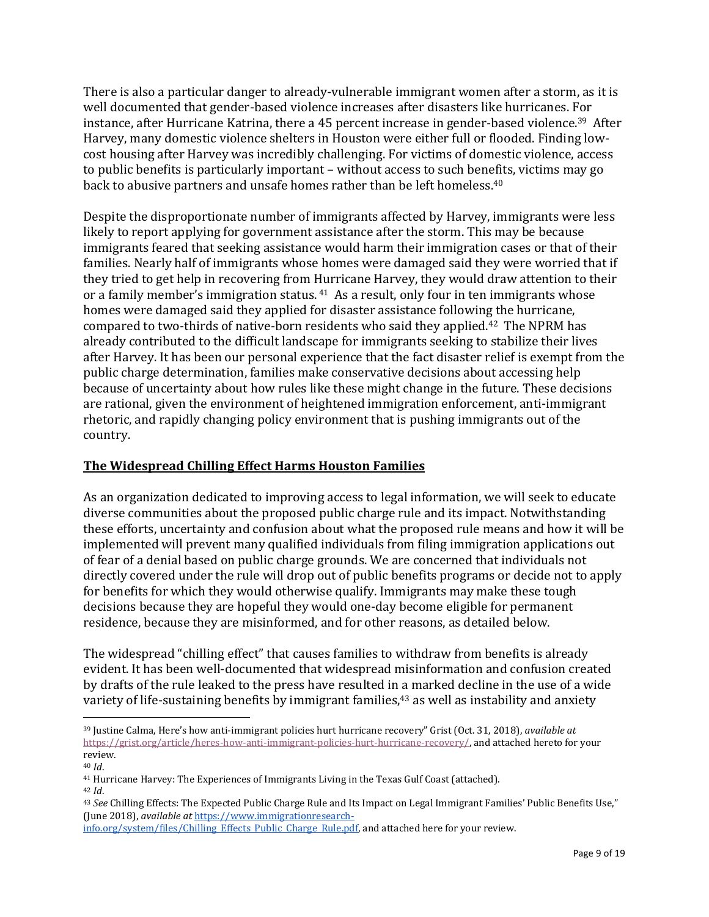There is also a particular danger to already-vulnerable immigrant women after a storm, as it is well documented that gender-based violence increases after disasters like hurricanes. For instance, after Hurricane Katrina, there a 45 percent increase in gender-based violence.[39] After Harvey, many domestic violence shelters in Houston were either full or flooded. Finding low-cost housing after Harvey was incredibly challenging. For victims of domestic violence, access to public benefits is particularly important – without access to such benefits, victims may go back to abusive partners and unsafe homes rather than be left homeless.[40]

Despite the disproportionate number of immigrants affected by Harvey, immigrants were less likely to report applying for government assistance after the storm. This may be because immigrants feared that seeking assistance would harm their immigration cases or that of their families. Nearly half of immigrants whose homes were damaged said they were worried that if they tried to get help in recovering from Hurricane Harvey, they would draw attention to their or a family member's immigration status.[41] As a result, only four in ten immigrants whose homes were damaged said they applied for disaster assistance following the hurricane, compared to two-thirds of native-born residents who said they applied.[42] The NPRM has already contributed to the difficult landscape for immigrants seeking to stabilize their lives after Harvey. It has been our personal experience that the fact disaster relief is exempt from the public charge determination, families make conservative decisions about accessing help because of uncertainty about how rules like these might change in the future. These decisions are rational, given the environment of heightened immigration enforcement, anti-immigrant rhetoric, and rapidly changing policy environment that is pushing immigrants out of the country.

## **The Widespread Chilling Effect Harms Houston Families**

As an organization dedicated to improving access to legal information, we will seek to educate diverse communities about the proposed public charge rule and its impact. Notwithstanding these efforts, uncertainty and confusion about what the proposed rule means and how it will be implemented will prevent many qualified individuals from filing immigration applications out of fear of a denial based on public charge grounds. We are concerned that individuals not directly covered under the rule will drop out of public benefits programs or decide not to apply for benefits for which they would otherwise qualify. Immigrants may make these tough decisions because they are hopeful they would one-day become eligible for permanent residence, because they are misinformed, and for other reasons, as detailed below.

The widespread "chilling effect" that causes families to withdraw from benefits is already evident. It has been well-documented that widespread misinformation and confusion created by drafts of the rule leaked to the press have resulted in a marked decline in the use of a wide variety of life-sustaining benefits by immigrant families,[43] as well as instability and anxiety

---

[39] Justine Calma, Here's how anti-immigrant policies hurt hurricane recovery" Grist (Oct. 31, 2018), *available at* https://grist.org/article/heres-how-anti-immigrant-policies-hurt-hurricane-recovery/, and attached hereto for your review.

[40] *Id*.

[41] Hurricane Harvey: The Experiences of Immigrants Living in the Texas Gulf Coast (attached).

[42] *Id*.

[43] *See* Chilling Effects: The Expected Public Charge Rule and Its Impact on Legal Immigrant Families' Public Benefits Use," (June 2018), *available at* https://www.immigrationresearch-info.org/system/files/Chilling_Effects_Public_Charge_Rule.pdf, and attached here for your review.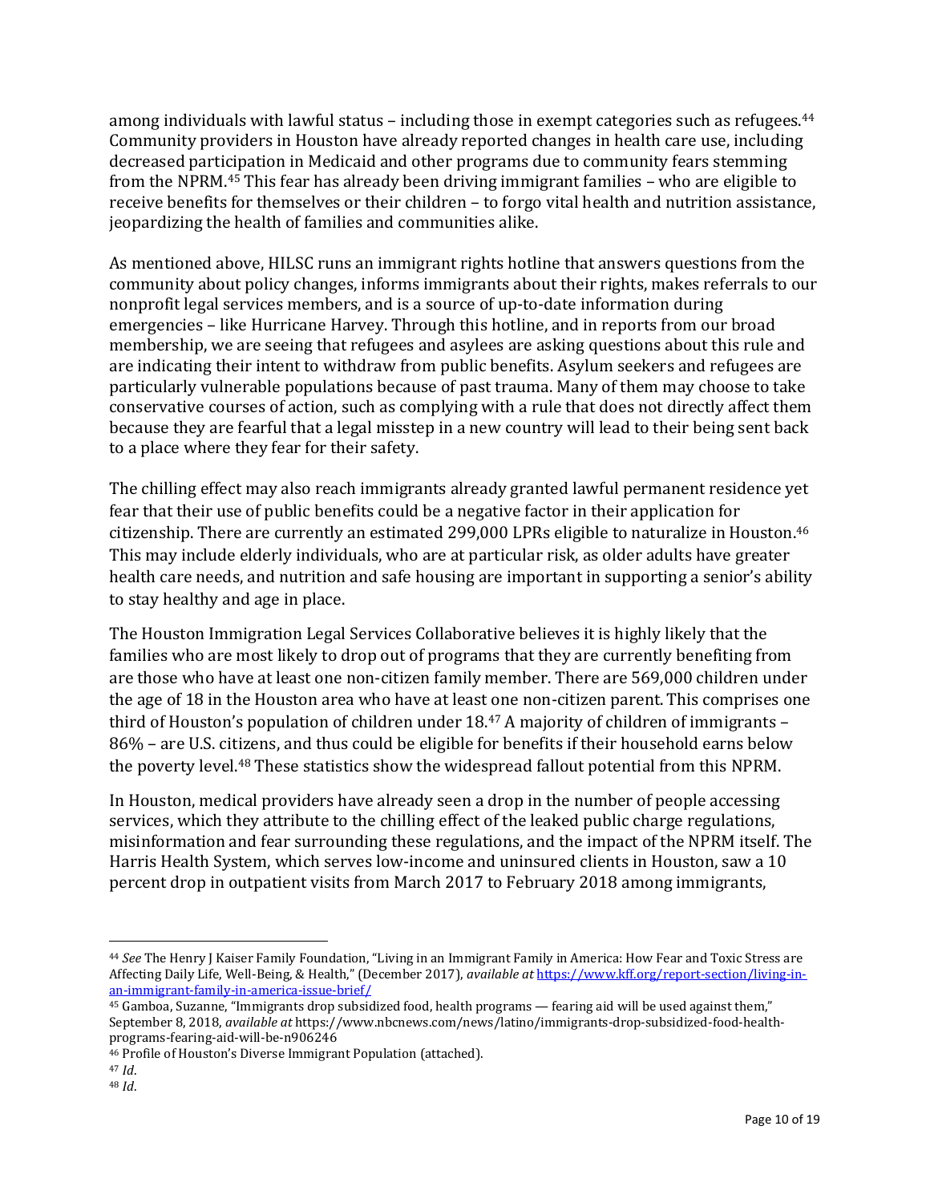among individuals with lawful status – including those in exempt categories such as refugees.[44] Community providers in Houston have already reported changes in health care use, including decreased participation in Medicaid and other programs due to community fears stemming from the NPRM.[45] This fear has already been driving immigrant families – who are eligible to receive benefits for themselves or their children – to forgo vital health and nutrition assistance, jeopardizing the health of families and communities alike.

As mentioned above, HILSC runs an immigrant rights hotline that answers questions from the community about policy changes, informs immigrants about their rights, makes referrals to our nonprofit legal services members, and is a source of up-to-date information during emergencies – like Hurricane Harvey. Through this hotline, and in reports from our broad membership, we are seeing that refugees and asylees are asking questions about this rule and are indicating their intent to withdraw from public benefits. Asylum seekers and refugees are particularly vulnerable populations because of past trauma. Many of them may choose to take conservative courses of action, such as complying with a rule that does not directly affect them because they are fearful that a legal misstep in a new country will lead to their being sent back to a place where they fear for their safety.

The chilling effect may also reach immigrants already granted lawful permanent residence yet fear that their use of public benefits could be a negative factor in their application for citizenship. There are currently an estimated 299,000 LPRs eligible to naturalize in Houston.[46] This may include elderly individuals, who are at particular risk, as older adults have greater health care needs, and nutrition and safe housing are important in supporting a senior's ability to stay healthy and age in place.

The Houston Immigration Legal Services Collaborative believes it is highly likely that the families who are most likely to drop out of programs that they are currently benefiting from are those who have at least one non-citizen family member. There are 569,000 children under the age of 18 in the Houston area who have at least one non-citizen parent. This comprises one third of Houston's population of children under 18.[47] A majority of children of immigrants – 86% – are U.S. citizens, and thus could be eligible for benefits if their household earns below the poverty level.[48] These statistics show the widespread fallout potential from this NPRM.

In Houston, medical providers have already seen a drop in the number of people accessing services, which they attribute to the chilling effect of the leaked public charge regulations, misinformation and fear surrounding these regulations, and the impact of the NPRM itself. The Harris Health System, which serves low-income and uninsured clients in Houston, saw a 10 percent drop in outpatient visits from March 2017 to February 2018 among immigrants,

---

[44] *See* The Henry J Kaiser Family Foundation, "Living in an Immigrant Family in America: How Fear and Toxic Stress are Affecting Daily Life, Well-Being, & Health," (December 2017), *available at* https://www.kff.org/report-section/living-in-an-immigrant-family-in-america-issue-brief/

[45] Gamboa, Suzanne, "Immigrants drop subsidized food, health programs — fearing aid will be used against them," September 8, 2018, *available at* https://www.nbcnews.com/news/latino/immigrants-drop-subsidized-food-health-programs-fearing-aid-will-be-n906246

[46] Profile of Houston's Diverse Immigrant Population (attached).

[47] *Id*.

[48] *Id*.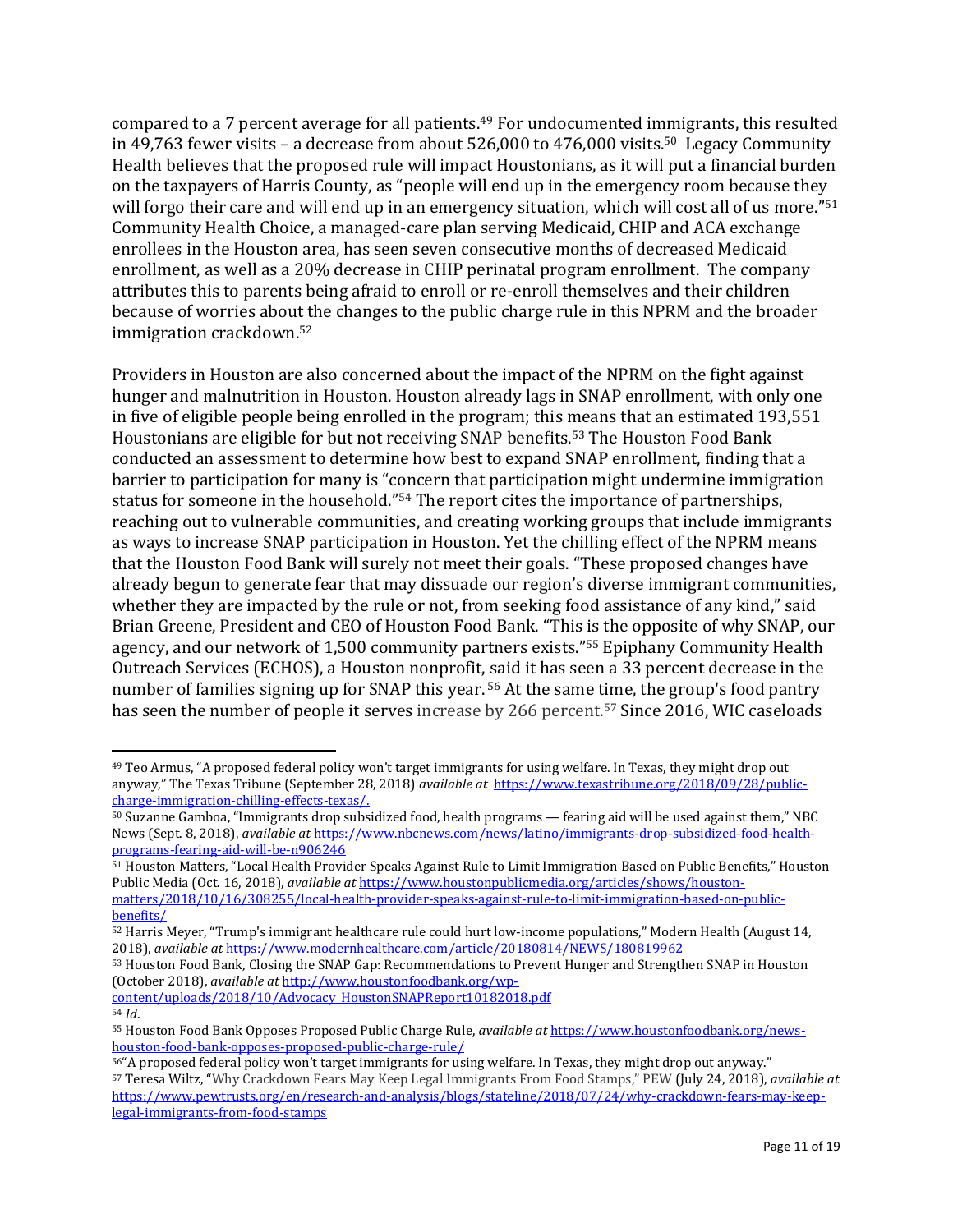compared to a 7 percent average for all patients.[49] For undocumented immigrants, this resulted in 49,763 fewer visits – a decrease from about 526,000 to 476,000 visits.[50] Legacy Community Health believes that the proposed rule will impact Houstonians, as it will put a financial burden on the taxpayers of Harris County, as "people will end up in the emergency room because they will forgo their care and will end up in an emergency situation, which will cost all of us more."[51] Community Health Choice, a managed-care plan serving Medicaid, CHIP and ACA exchange enrollees in the Houston area, has seen seven consecutive months of decreased Medicaid enrollment, as well as a 20% decrease in CHIP perinatal program enrollment. The company attributes this to parents being afraid to enroll or re-enroll themselves and their children because of worries about the changes to the public charge rule in this NPRM and the broader immigration crackdown.[52]

Providers in Houston are also concerned about the impact of the NPRM on the fight against hunger and malnutrition in Houston. Houston already lags in SNAP enrollment, with only one in five of eligible people being enrolled in the program; this means that an estimated 193,551 Houstonians are eligible for but not receiving SNAP benefits.[53] The Houston Food Bank conducted an assessment to determine how best to expand SNAP enrollment, finding that a barrier to participation for many is "concern that participation might undermine immigration status for someone in the household."[54] The report cites the importance of partnerships, reaching out to vulnerable communities, and creating working groups that include immigrants as ways to increase SNAP participation in Houston. Yet the chilling effect of the NPRM means that the Houston Food Bank will surely not meet their goals. "These proposed changes have already begun to generate fear that may dissuade our region's diverse immigrant communities, whether they are impacted by the rule or not, from seeking food assistance of any kind," said Brian Greene, President and CEO of Houston Food Bank. "This is the opposite of why SNAP, our agency, and our network of 1,500 community partners exists."[55] Epiphany Community Health Outreach Services (ECHOS), a Houston nonprofit, said it has seen a 33 percent decrease in the number of families signing up for SNAP this year.[56] At the same time, the group's food pantry has seen the number of people it serves increase by 266 percent.[57] Since 2016, WIC caseloads

---

[49] Teo Armus, "A proposed federal policy won't target immigrants for using welfare. In Texas, they might drop out anyway," The Texas Tribune (September 28, 2018) *available at* https://www.texastribune.org/2018/09/28/public-charge-immigration-chilling-effects-texas/.

[50] Suzanne Gamboa, "Immigrants drop subsidized food, health programs — fearing aid will be used against them," NBC News (Sept. 8, 2018), *available at* https://www.nbcnews.com/news/latino/immigrants-drop-subsidized-food-health-programs-fearing-aid-will-be-n906246

[51] Houston Matters, "Local Health Provider Speaks Against Rule to Limit Immigration Based on Public Benefits," Houston Public Media (Oct. 16, 2018), *available at* https://www.houstonpublicmedia.org/articles/shows/houston-matters/2018/10/16/308255/local-health-provider-speaks-against-rule-to-limit-immigration-based-on-public-benefits/

[52] Harris Meyer, "Trump's immigrant healthcare rule could hurt low-income populations," Modern Health (August 14, 2018), *available at* https://www.modernhealthcare.com/article/20180814/NEWS/180819962

[53] Houston Food Bank, Closing the SNAP Gap: Recommendations to Prevent Hunger and Strengthen SNAP in Houston (October 2018), *available at* http://www.houstonfoodbank.org/wp-content/uploads/2018/10/Advocacy_HoustonSNAPReport10182018.pdf

[54] *Id*.

[55] Houston Food Bank Opposes Proposed Public Charge Rule, *available at* https://www.houstonfoodbank.org/news-houston-food-bank-opposes-proposed-public-charge-rule/

[56] "A proposed federal policy won't target immigrants for using welfare. In Texas, they might drop out anyway."

[57] Teresa Wiltz, "Why Crackdown Fears May Keep Legal Immigrants From Food Stamps," PEW (July 24, 2018), *available at* https://www.pewtrusts.org/en/research-and-analysis/blogs/stateline/2018/07/24/why-crackdown-fears-may-keep-legal-immigrants-from-food-stamps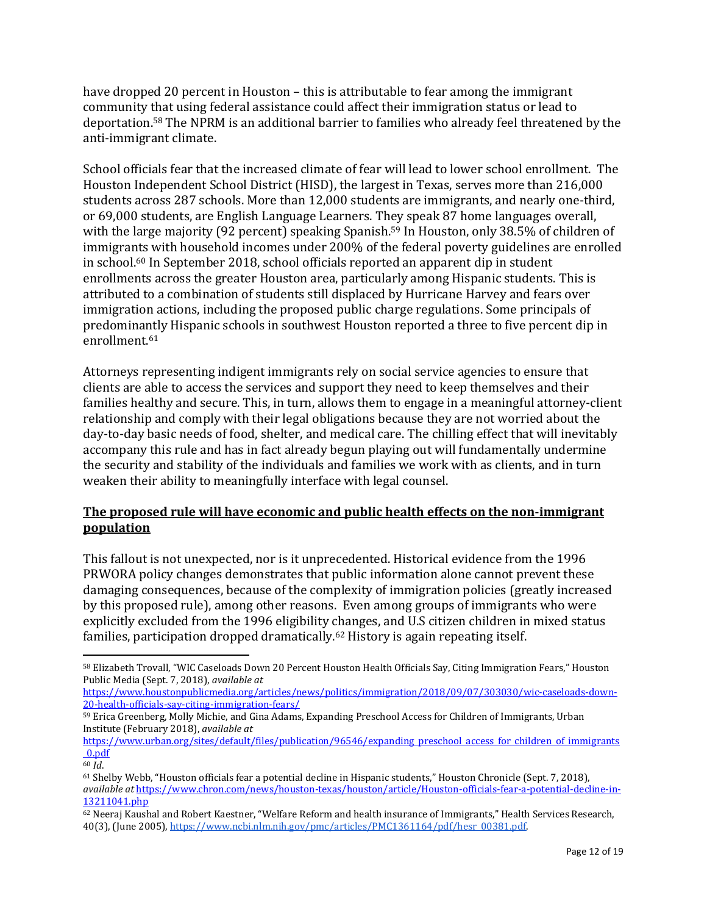have dropped 20 percent in Houston – this is attributable to fear among the immigrant community that using federal assistance could affect their immigration status or lead to deportation.[58] The NPRM is an additional barrier to families who already feel threatened by the anti-immigrant climate.

School officials fear that the increased climate of fear will lead to lower school enrollment. The Houston Independent School District (HISD), the largest in Texas, serves more than 216,000 students across 287 schools. More than 12,000 students are immigrants, and nearly one-third, or 69,000 students, are English Language Learners. They speak 87 home languages overall, with the large majority (92 percent) speaking Spanish.[59] In Houston, only 38.5% of children of immigrants with household incomes under 200% of the federal poverty guidelines are enrolled in school.[60] In September 2018, school officials reported an apparent dip in student enrollments across the greater Houston area, particularly among Hispanic students. This is attributed to a combination of students still displaced by Hurricane Harvey and fears over immigration actions, including the proposed public charge regulations. Some principals of predominantly Hispanic schools in southwest Houston reported a three to five percent dip in enrollment.[61]

Attorneys representing indigent immigrants rely on social service agencies to ensure that clients are able to access the services and support they need to keep themselves and their families healthy and secure. This, in turn, allows them to engage in a meaningful attorney-client relationship and comply with their legal obligations because they are not worried about the day-to-day basic needs of food, shelter, and medical care. The chilling effect that will inevitably accompany this rule and has in fact already begun playing out will fundamentally undermine the security and stability of the individuals and families we work with as clients, and in turn weaken their ability to meaningfully interface with legal counsel.

**The proposed rule will have economic and public health effects on the non-immigrant population**

This fallout is not unexpected, nor is it unprecedented. Historical evidence from the 1996 PRWORA policy changes demonstrates that public information alone cannot prevent these damaging consequences, because of the complexity of immigration policies (greatly increased by this proposed rule), among other reasons. Even among groups of immigrants who were explicitly excluded from the 1996 eligibility changes, and U.S citizen children in mixed status families, participation dropped dramatically.[62] History is again repeating itself.

---

[58] Elizabeth Trovall, "WIC Caseloads Down 20 Percent Houston Health Officials Say, Citing Immigration Fears," Houston Public Media (Sept. 7, 2018), *available at* https://www.houstonpublicmedia.org/articles/news/politics/immigration/2018/09/07/303030/wic-caseloads-down-20-health-officials-say-citing-immigration-fears/

[59] Erica Greenberg, Molly Michie, and Gina Adams, Expanding Preschool Access for Children of Immigrants, Urban Institute (February 2018), *available at* https://www.urban.org/sites/default/files/publication/96546/expanding_preschool_access_for_children_of_immigrants_0.pdf

[60] *Id.*

[61] Shelby Webb, "Houston officials fear a potential decline in Hispanic students," Houston Chronicle (Sept. 7, 2018), *available at* https://www.chron.com/news/houston-texas/houston/article/Houston-officials-fear-a-potential-decline-in-13211041.php

[62] Neeraj Kaushal and Robert Kaestner, "Welfare Reform and health insurance of Immigrants," Health Services Research, 40(3), (June 2005), https://www.ncbi.nlm.nih.gov/pmc/articles/PMC1361164/pdf/hesr_00381.pdf.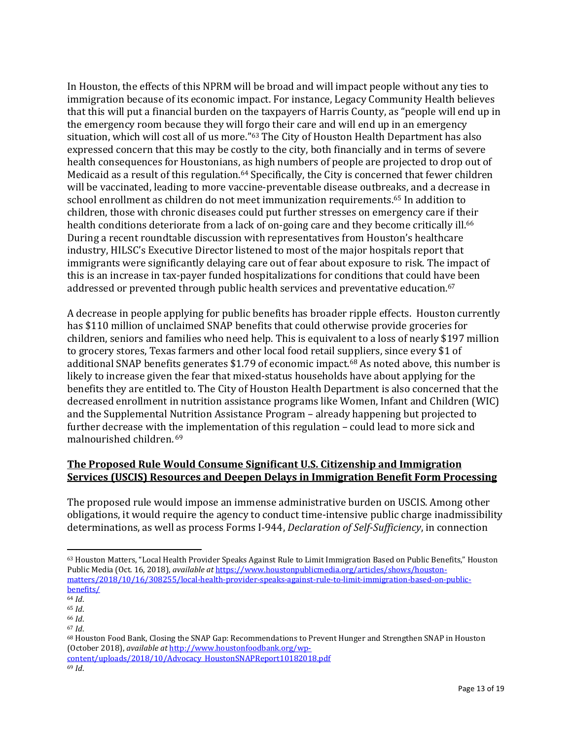In Houston, the effects of this NPRM will be broad and will impact people without any ties to immigration because of its economic impact. For instance, Legacy Community Health believes that this will put a financial burden on the taxpayers of Harris County, as "people will end up in the emergency room because they will forgo their care and will end up in an emergency situation, which will cost all of us more."[63] The City of Houston Health Department has also expressed concern that this may be costly to the city, both financially and in terms of severe health consequences for Houstonians, as high numbers of people are projected to drop out of Medicaid as a result of this regulation.[64] Specifically, the City is concerned that fewer children will be vaccinated, leading to more vaccine-preventable disease outbreaks, and a decrease in school enrollment as children do not meet immunization requirements.[65] In addition to children, those with chronic diseases could put further stresses on emergency care if their health conditions deteriorate from a lack of on-going care and they become critically ill.[66] During a recent roundtable discussion with representatives from Houston's healthcare industry, HILSC's Executive Director listened to most of the major hospitals report that immigrants were significantly delaying care out of fear about exposure to risk. The impact of this is an increase in tax-payer funded hospitalizations for conditions that could have been addressed or prevented through public health services and preventative education.[67]

A decrease in people applying for public benefits has broader ripple effects. Houston currently has $110 million of unclaimed SNAP benefits that could otherwise provide groceries for children, seniors and families who need help. This is equivalent to a loss of nearly $197 million to grocery stores, Texas farmers and other local food retail suppliers, since every $1 of additional SNAP benefits generates $1.79 of economic impact.[68] As noted above, this number is likely to increase given the fear that mixed-status households have about applying for the benefits they are entitled to. The City of Houston Health Department is also concerned that the decreased enrollment in nutrition assistance programs like Women, Infant and Children (WIC) and the Supplemental Nutrition Assistance Program – already happening but projected to further decrease with the implementation of this regulation – could lead to more sick and malnourished children.[69]

## <u>The Proposed Rule Would Consume Significant U.S. Citizenship and Immigration Services (USCIS) Resources and Deepen Delays in Immigration Benefit Form Processing</u>

The proposed rule would impose an immense administrative burden on USCIS. Among other obligations, it would require the agency to conduct time-intensive public charge inadmissibility determinations, as well as process Forms I-944, *Declaration of Self-Sufficiency*, in connection

---

[63] Houston Matters, "Local Health Provider Speaks Against Rule to Limit Immigration Based on Public Benefits," Houston Public Media (Oct. 16, 2018), *available at* https://www.houstonpublicmedia.org/articles/shows/houston-matters/2018/10/16/308255/local-health-provider-speaks-against-rule-to-limit-immigration-based-on-public-benefits/

[64] *Id*.

[65] *Id*.

[66] *Id*.

[67] *Id*.

[68] Houston Food Bank, Closing the SNAP Gap: Recommendations to Prevent Hunger and Strengthen SNAP in Houston (October 2018), *available at* http://www.houstonfoodbank.org/wp-content/uploads/2018/10/Advocacy_HoustonSNAPReport10182018.pdf

[69] *Id*.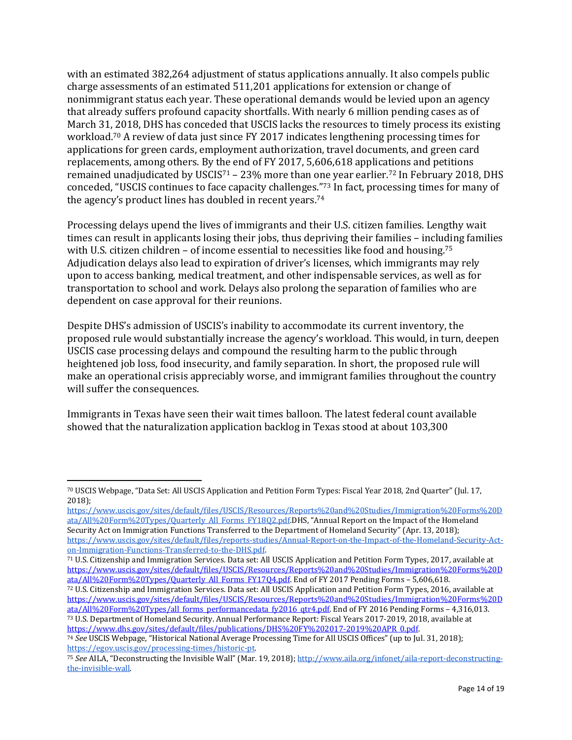with an estimated 382,264 adjustment of status applications annually. It also compels public charge assessments of an estimated 511,201 applications for extension or change of nonimmigrant status each year. These operational demands would be levied upon an agency that already suffers profound capacity shortfalls. With nearly 6 million pending cases as of March 31, 2018, DHS has conceded that USCIS lacks the resources to timely process its existing workload.[70] A review of data just since FY 2017 indicates lengthening processing times for applications for green cards, employment authorization, travel documents, and green card replacements, among others. By the end of FY 2017, 5,606,618 applications and petitions remained unadjudicated by USCIS[71] – 23% more than one year earlier.[72] In February 2018, DHS conceded, "USCIS continues to face capacity challenges."[73] In fact, processing times for many of the agency's product lines has doubled in recent years.[74]

Processing delays upend the lives of immigrants and their U.S. citizen families. Lengthy wait times can result in applicants losing their jobs, thus depriving their families – including families with U.S. citizen children – of income essential to necessities like food and housing.[75] Adjudication delays also lead to expiration of driver's licenses, which immigrants may rely upon to access banking, medical treatment, and other indispensable services, as well as for transportation to school and work. Delays also prolong the separation of families who are dependent on case approval for their reunions.

Despite DHS's admission of USCIS's inability to accommodate its current inventory, the proposed rule would substantially increase the agency's workload. This would, in turn, deepen USCIS case processing delays and compound the resulting harm to the public through heightened job loss, food insecurity, and family separation. In short, the proposed rule will make an operational crisis appreciably worse, and immigrant families throughout the country will suffer the consequences.

Immigrants in Texas have seen their wait times balloon. The latest federal count available showed that the naturalization application backlog in Texas stood at about 103,300

---

[70] USCIS Webpage, "Data Set: All USCIS Application and Petition Form Types: Fiscal Year 2018, 2nd Quarter" (Jul. 17, 2018); https://www.uscis.gov/sites/default/files/USCIS/Resources/Reports%20and%20Studies/Immigration%20Forms%20Data/All%20Form%20Types/Quarterly_All_Forms_FY18Q2.pdf.DHS, "Annual Report on the Impact of the Homeland Security Act on Immigration Functions Transferred to the Department of Homeland Security" (Apr. 13, 2018); https://www.uscis.gov/sites/default/files/reports-studies/Annual-Report-on-the-Impact-of-the-Homeland-Security-Act-on-Immigration-Functions-Transferred-to-the-DHS.pdf.

[71] U.S. Citizenship and Immigration Services. Data set: All USCIS Application and Petition Form Types, 2017, available at https://www.uscis.gov/sites/default/files/USCIS/Resources/Reports%20and%20Studies/Immigration%20Forms%20Data/All%20Form%20Types/Quarterly_All_Forms_FY17Q4.pdf. End of FY 2017 Pending Forms – 5,606,618.

[72] U.S. Citizenship and Immigration Services. Data set: All USCIS Application and Petition Form Types, 2016, available at https://www.uscis.gov/sites/default/files/USCIS/Resources/Reports%20and%20Studies/Immigration%20Forms%20Data/All%20Form%20Types/all_forms_performancedata_fy2016_qtr4.pdf. End of FY 2016 Pending Forms – 4,316,013.

[73] U.S. Department of Homeland Security. Annual Performance Report: Fiscal Years 2017-2019, 2018, available at https://www.dhs.gov/sites/default/files/publications/DHS%20FY%202017-2019%20APR_0.pdf.

[74] *See* USCIS Webpage, "Historical National Average Processing Time for All USCIS Offices" (up to Jul. 31, 2018); https://egov.uscis.gov/processing-times/historic-pt.

[75] *See* AILA, "Deconstructing the Invisible Wall" (Mar. 19, 2018); http://www.aila.org/infonet/aila-report-deconstructing-the-invisible-wall.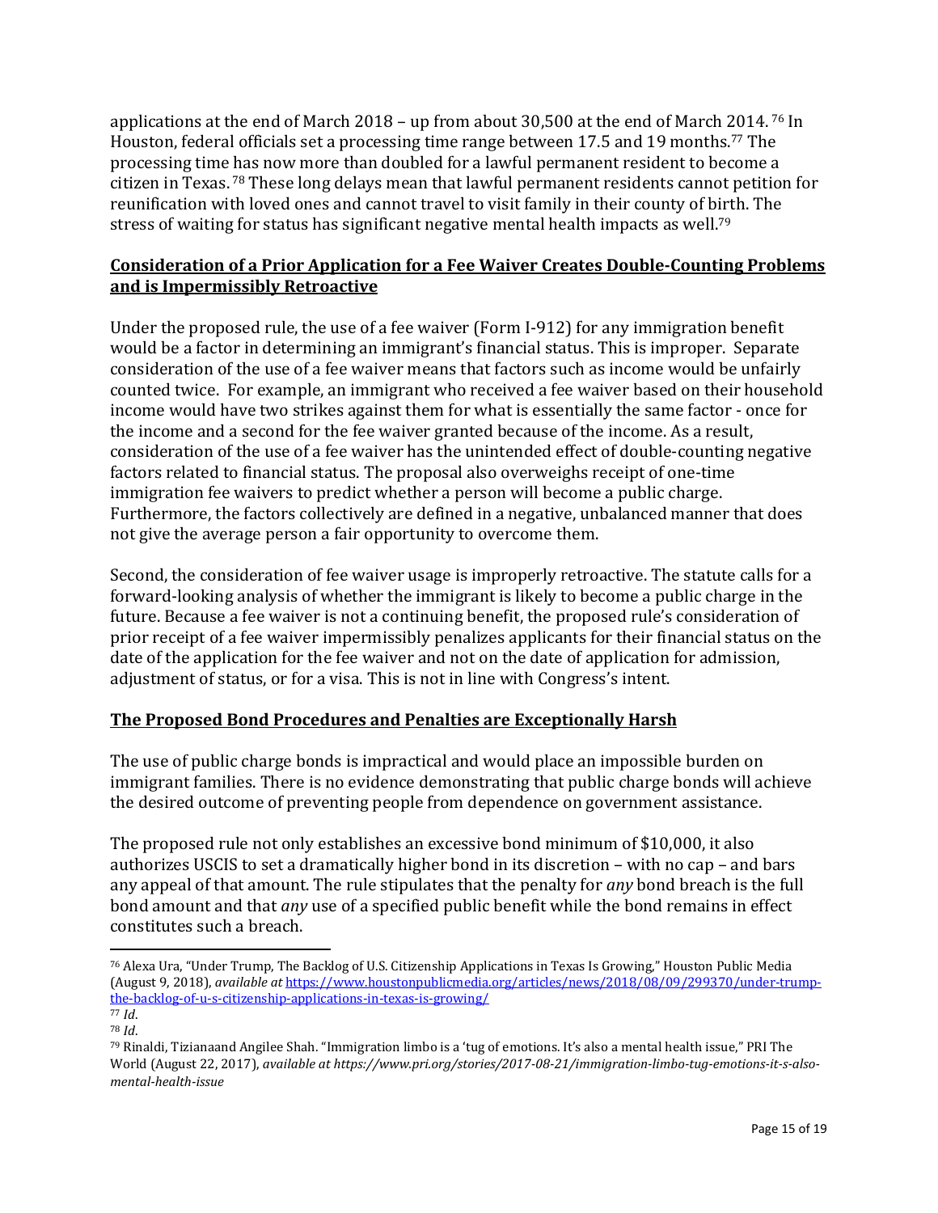applications at the end of March 2018 – up from about 30,500 at the end of March 2014. [76] In Houston, federal officials set a processing time range between 17.5 and 19 months.[77] The processing time has now more than doubled for a lawful permanent resident to become a citizen in Texas. [78] These long delays mean that lawful permanent residents cannot petition for reunification with loved ones and cannot travel to visit family in their county of birth. The stress of waiting for status has significant negative mental health impacts as well.[79]

## **Consideration of a Prior Application for a Fee Waiver Creates Double-Counting Problems and is Impermissibly Retroactive**

Under the proposed rule, the use of a fee waiver (Form I-912) for any immigration benefit would be a factor in determining an immigrant's financial status. This is improper. Separate consideration of the use of a fee waiver means that factors such as income would be unfairly counted twice. For example, an immigrant who received a fee waiver based on their household income would have two strikes against them for what is essentially the same factor - once for the income and a second for the fee waiver granted because of the income. As a result, consideration of the use of a fee waiver has the unintended effect of double-counting negative factors related to financial status. The proposal also overweighs receipt of one-time immigration fee waivers to predict whether a person will become a public charge. Furthermore, the factors collectively are defined in a negative, unbalanced manner that does not give the average person a fair opportunity to overcome them.

Second, the consideration of fee waiver usage is improperly retroactive. The statute calls for a forward-looking analysis of whether the immigrant is likely to become a public charge in the future. Because a fee waiver is not a continuing benefit, the proposed rule's consideration of prior receipt of a fee waiver impermissibly penalizes applicants for their financial status on the date of the application for the fee waiver and not on the date of application for admission, adjustment of status, or for a visa. This is not in line with Congress's intent.

## **The Proposed Bond Procedures and Penalties are Exceptionally Harsh**

The use of public charge bonds is impractical and would place an impossible burden on immigrant families. There is no evidence demonstrating that public charge bonds will achieve the desired outcome of preventing people from dependence on government assistance.

The proposed rule not only establishes an excessive bond minimum of $10,000, it also authorizes USCIS to set a dramatically higher bond in its discretion – with no cap – and bars any appeal of that amount. The rule stipulates that the penalty for *any* bond breach is the full bond amount and that *any* use of a specified public benefit while the bond remains in effect constitutes such a breach.

---

[76] Alexa Ura, "Under Trump, The Backlog of U.S. Citizenship Applications in Texas Is Growing," Houston Public Media (August 9, 2018), *available at* https://www.houstonpublicmedia.org/articles/news/2018/08/09/299370/under-trump-the-backlog-of-u-s-citizenship-applications-in-texas-is-growing/

[77] *Id*.

[78] *Id*.

[79] Rinaldi, Tizianaand Angilee Shah. "Immigration limbo is a 'tug of emotions. It's also a mental health issue," PRI The World (August 22, 2017), *available at https://www.pri.org/stories/2017-08-21/immigration-limbo-tug-emotions-it-s-also-mental-health-issue*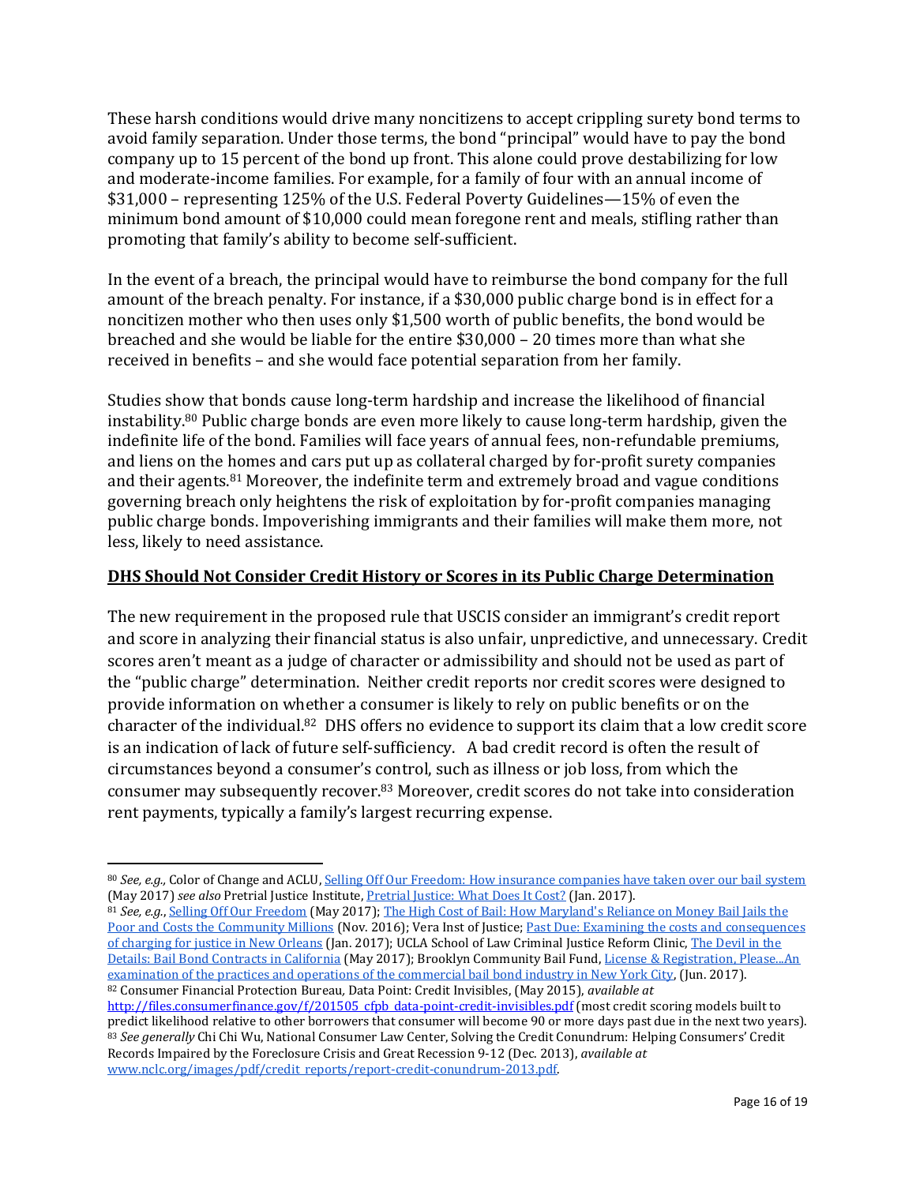These harsh conditions would drive many noncitizens to accept crippling surety bond terms to avoid family separation. Under those terms, the bond "principal" would have to pay the bond company up to 15 percent of the bond up front. This alone could prove destabilizing for low and moderate-income families. For example, for a family of four with an annual income of $31,000 – representing 125% of the U.S. Federal Poverty Guidelines—15% of even the minimum bond amount of $10,000 could mean foregone rent and meals, stifling rather than promoting that family's ability to become self-sufficient.

In the event of a breach, the principal would have to reimburse the bond company for the full amount of the breach penalty. For instance, if a $30,000 public charge bond is in effect for a noncitizen mother who then uses only $1,500 worth of public benefits, the bond would be breached and she would be liable for the entire $30,000 – 20 times more than what she received in benefits – and she would face potential separation from her family.

Studies show that bonds cause long-term hardship and increase the likelihood of financial instability.[80] Public charge bonds are even more likely to cause long-term hardship, given the indefinite life of the bond. Families will face years of annual fees, non-refundable premiums, and liens on the homes and cars put up as collateral charged by for-profit surety companies and their agents.[81] Moreover, the indefinite term and extremely broad and vague conditions governing breach only heightens the risk of exploitation by for-profit companies managing public charge bonds. Impoverishing immigrants and their families will make them more, not less, likely to need assistance.

**DHS Should Not Consider Credit History or Scores in its Public Charge Determination**

The new requirement in the proposed rule that USCIS consider an immigrant's credit report and score in analyzing their financial status is also unfair, unpredictive, and unnecessary. Credit scores aren't meant as a judge of character or admissibility and should not be used as part of the "public charge" determination. Neither credit reports nor credit scores were designed to provide information on whether a consumer is likely to rely on public benefits or on the character of the individual.[82] DHS offers no evidence to support its claim that a low credit score is an indication of lack of future self-sufficiency. A bad credit record is often the result of circumstances beyond a consumer's control, such as illness or job loss, from which the consumer may subsequently recover.[83] Moreover, credit scores do not take into consideration rent payments, typically a family's largest recurring expense.

---

[80] *See, e.g.,* Color of Change and ACLU, Selling Off Our Freedom: How insurance companies have taken over our bail system (May 2017) *see also* Pretrial Justice Institute, Pretrial Justice: What Does It Cost? (Jan. 2017).

[81] *See, e.g.*, Selling Off Our Freedom (May 2017); The High Cost of Bail: How Maryland's Reliance on Money Bail Jails the Poor and Costs the Community Millions (Nov. 2016); Vera Inst of Justice; Past Due: Examining the costs and consequences of charging for justice in New Orleans (Jan. 2017); UCLA School of Law Criminal Justice Reform Clinic, The Devil in the Details: Bail Bond Contracts in California (May 2017); Brooklyn Community Bail Fund, License & Registration, Please...An examination of the practices and operations of the commercial bail bond industry in New York City, (Jun. 2017).

[82] Consumer Financial Protection Bureau, Data Point: Credit Invisibles, (May 2015), *available at* http://files.consumerfinance.gov/f/201505_cfpb_data-point-credit-invisibles.pdf (most credit scoring models built to predict likelihood relative to other borrowers that consumer will become 90 or more days past due in the next two years).

[83] *See generally* Chi Chi Wu, National Consumer Law Center, Solving the Credit Conundrum: Helping Consumers' Credit Records Impaired by the Foreclosure Crisis and Great Recession 9-12 (Dec. 2013), *available at* www.nclc.org/images/pdf/credit_reports/report-credit-conundrum-2013.pdf.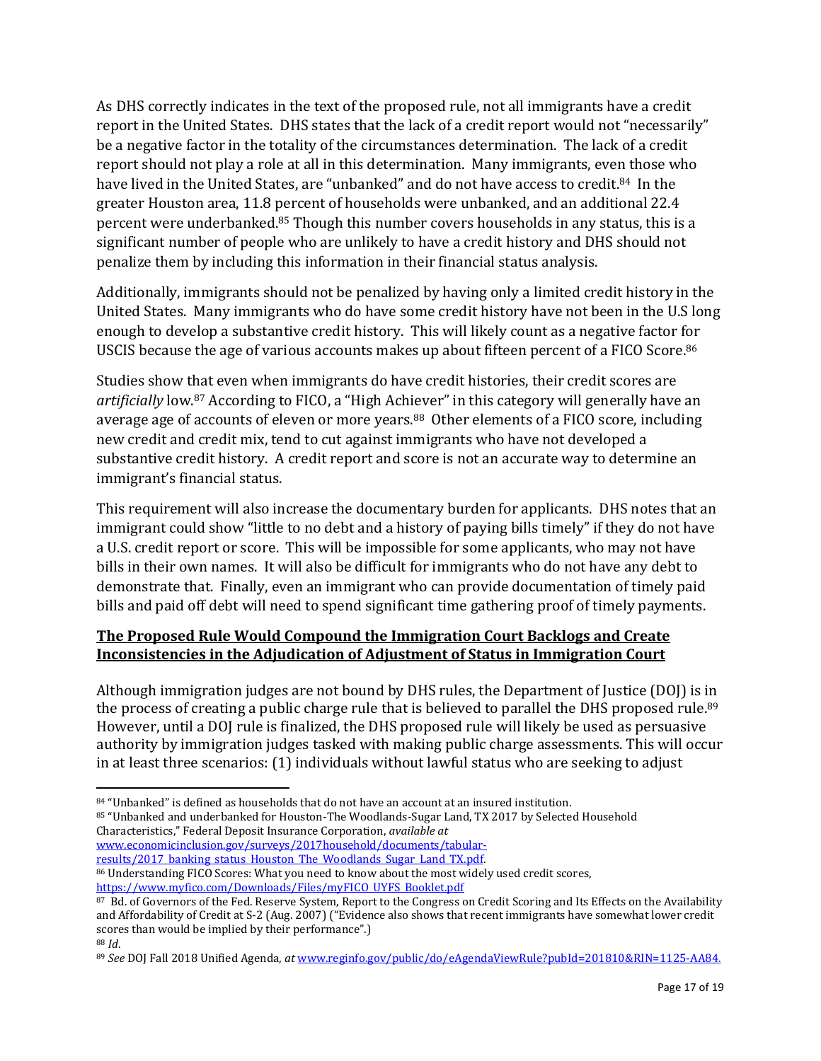As DHS correctly indicates in the text of the proposed rule, not all immigrants have a credit report in the United States. DHS states that the lack of a credit report would not "necessarily" be a negative factor in the totality of the circumstances determination. The lack of a credit report should not play a role at all in this determination. Many immigrants, even those who have lived in the United States, are "unbanked" and do not have access to credit.[84] In the greater Houston area, 11.8 percent of households were unbanked, and an additional 22.4 percent were underbanked.[85] Though this number covers households in any status, this is a significant number of people who are unlikely to have a credit history and DHS should not penalize them by including this information in their financial status analysis.

Additionally, immigrants should not be penalized by having only a limited credit history in the United States. Many immigrants who do have some credit history have not been in the U.S long enough to develop a substantive credit history. This will likely count as a negative factor for USCIS because the age of various accounts makes up about fifteen percent of a FICO Score.[86]

Studies show that even when immigrants do have credit histories, their credit scores are *artificially* low.[87] According to FICO, a "High Achiever" in this category will generally have an average age of accounts of eleven or more years.[88] Other elements of a FICO score, including new credit and credit mix, tend to cut against immigrants who have not developed a substantive credit history. A credit report and score is not an accurate way to determine an immigrant's financial status.

This requirement will also increase the documentary burden for applicants. DHS notes that an immigrant could show "little to no debt and a history of paying bills timely" if they do not have a U.S. credit report or score. This will be impossible for some applicants, who may not have bills in their own names. It will also be difficult for immigrants who do not have any debt to demonstrate that. Finally, even an immigrant who can provide documentation of timely paid bills and paid off debt will need to spend significant time gathering proof of timely payments.

**<u>The Proposed Rule Would Compound the Immigration Court Backlogs and Create Inconsistencies in the Adjudication of Adjustment of Status in Immigration Court</u>**

Although immigration judges are not bound by DHS rules, the Department of Justice (DOJ) is in the process of creating a public charge rule that is believed to parallel the DHS proposed rule.[89] However, until a DOJ rule is finalized, the DHS proposed rule will likely be used as persuasive authority by immigration judges tasked with making public charge assessments. This will occur in at least three scenarios: (1) individuals without lawful status who are seeking to adjust

---

[84] "Unbanked" is defined as households that do not have an account at an insured institution.

[85] "Unbanked and underbanked for Houston-The Woodlands-Sugar Land, TX 2017 by Selected Household Characteristics," Federal Deposit Insurance Corporation, *available at* www.economicinclusion.gov/surveys/2017household/documents/tabular-results/2017_banking_status_Houston_The_Woodlands_Sugar_Land_TX.pdf.

[86] Understanding FICO Scores: What you need to know about the most widely used credit scores, https://www.myfico.com/Downloads/Files/myFICO_UYFS_Booklet.pdf

[87] Bd. of Governors of the Fed. Reserve System, Report to the Congress on Credit Scoring and Its Effects on the Availability and Affordability of Credit at S-2 (Aug. 2007) ("Evidence also shows that recent immigrants have somewhat lower credit scores than would be implied by their performance".)

[88] *Id*.

[89] *See* DOJ Fall 2018 Unified Agenda, *at* www.reginfo.gov/public/do/eAgendaViewRule?pubId=201810&RIN=1125-AA84.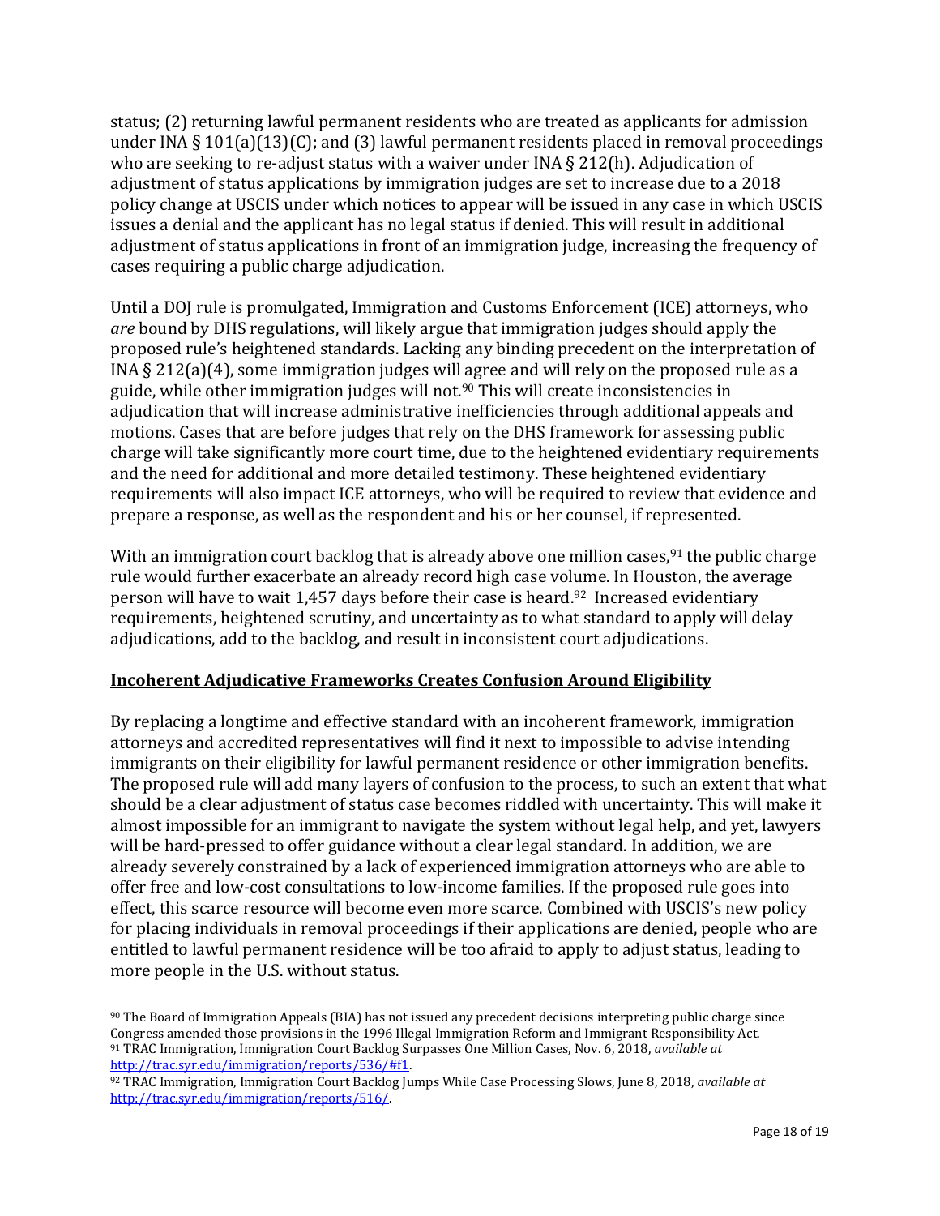status; (2) returning lawful permanent residents who are treated as applicants for admission under INA § 101(a)(13)(C); and (3) lawful permanent residents placed in removal proceedings who are seeking to re-adjust status with a waiver under INA § 212(h). Adjudication of adjustment of status applications by immigration judges are set to increase due to a 2018 policy change at USCIS under which notices to appear will be issued in any case in which USCIS issues a denial and the applicant has no legal status if denied. This will result in additional adjustment of status applications in front of an immigration judge, increasing the frequency of cases requiring a public charge adjudication.

Until a DOJ rule is promulgated, Immigration and Customs Enforcement (ICE) attorneys, who *are* bound by DHS regulations, will likely argue that immigration judges should apply the proposed rule's heightened standards. Lacking any binding precedent on the interpretation of INA § 212(a)(4), some immigration judges will agree and will rely on the proposed rule as a guide, while other immigration judges will not.[90] This will create inconsistencies in adjudication that will increase administrative inefficiencies through additional appeals and motions. Cases that are before judges that rely on the DHS framework for assessing public charge will take significantly more court time, due to the heightened evidentiary requirements and the need for additional and more detailed testimony. These heightened evidentiary requirements will also impact ICE attorneys, who will be required to review that evidence and prepare a response, as well as the respondent and his or her counsel, if represented.

With an immigration court backlog that is already above one million cases,[91] the public charge rule would further exacerbate an already record high case volume. In Houston, the average person will have to wait 1,457 days before their case is heard.[92] Increased evidentiary requirements, heightened scrutiny, and uncertainty as to what standard to apply will delay adjudications, add to the backlog, and result in inconsistent court adjudications.

**Incoherent Adjudicative Frameworks Creates Confusion Around Eligibility**

By replacing a longtime and effective standard with an incoherent framework, immigration attorneys and accredited representatives will find it next to impossible to advise intending immigrants on their eligibility for lawful permanent residence or other immigration benefits. The proposed rule will add many layers of confusion to the process, to such an extent that what should be a clear adjustment of status case becomes riddled with uncertainty. This will make it almost impossible for an immigrant to navigate the system without legal help, and yet, lawyers will be hard-pressed to offer guidance without a clear legal standard. In addition, we are already severely constrained by a lack of experienced immigration attorneys who are able to offer free and low-cost consultations to low-income families. If the proposed rule goes into effect, this scarce resource will become even more scarce. Combined with USCIS's new policy for placing individuals in removal proceedings if their applications are denied, people who are entitled to lawful permanent residence will be too afraid to apply to adjust status, leading to more people in the U.S. without status.

---

[90] The Board of Immigration Appeals (BIA) has not issued any precedent decisions interpreting public charge since Congress amended those provisions in the 1996 Illegal Immigration Reform and Immigrant Responsibility Act.

[91] TRAC Immigration, Immigration Court Backlog Surpasses One Million Cases, Nov. 6, 2018, *available at* http://trac.syr.edu/immigration/reports/536/#f1.

[92] TRAC Immigration, Immigration Court Backlog Jumps While Case Processing Slows, June 8, 2018, *available at* http://trac.syr.edu/immigration/reports/516/.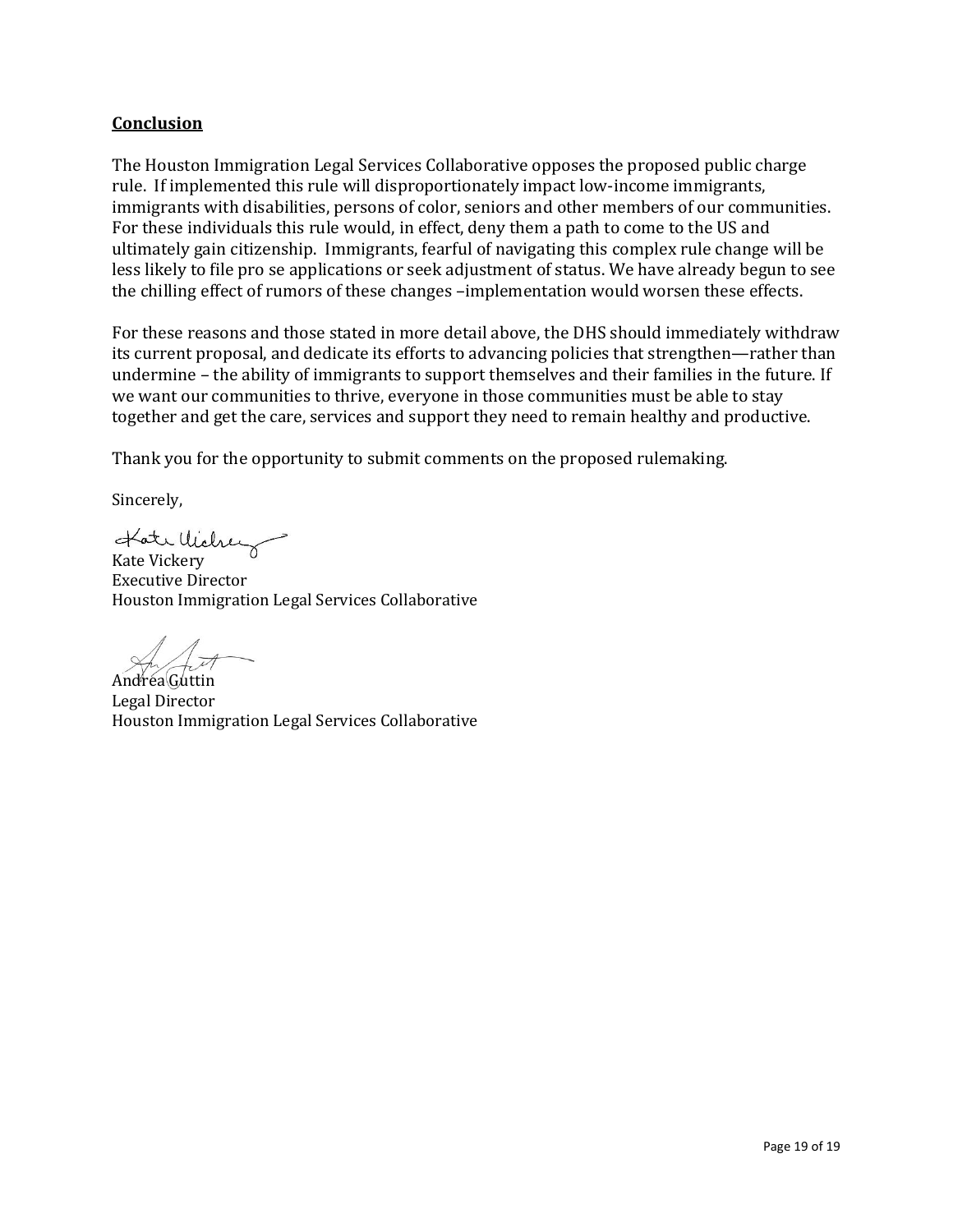**Conclusion**

The Houston Immigration Legal Services Collaborative opposes the proposed public charge rule. If implemented this rule will disproportionately impact low-income immigrants, immigrants with disabilities, persons of color, seniors and other members of our communities. For these individuals this rule would, in effect, deny them a path to come to the US and ultimately gain citizenship. Immigrants, fearful of navigating this complex rule change will be less likely to file pro se applications or seek adjustment of status. We have already begun to see the chilling effect of rumors of these changes –implementation would worsen these effects.

For these reasons and those stated in more detail above, the DHS should immediately withdraw its current proposal, and dedicate its efforts to advancing policies that strengthen—rather than undermine – the ability of immigrants to support themselves and their families in the future. If we want our communities to thrive, everyone in those communities must be able to stay together and get the care, services and support they need to remain healthy and productive.

Thank you for the opportunity to submit comments on the proposed rulemaking.

Sincerely,

Kate Vickery
Executive Director
Houston Immigration Legal Services Collaborative

Andrea Guttin
Legal Director
Houston Immigration Legal Services Collaborative